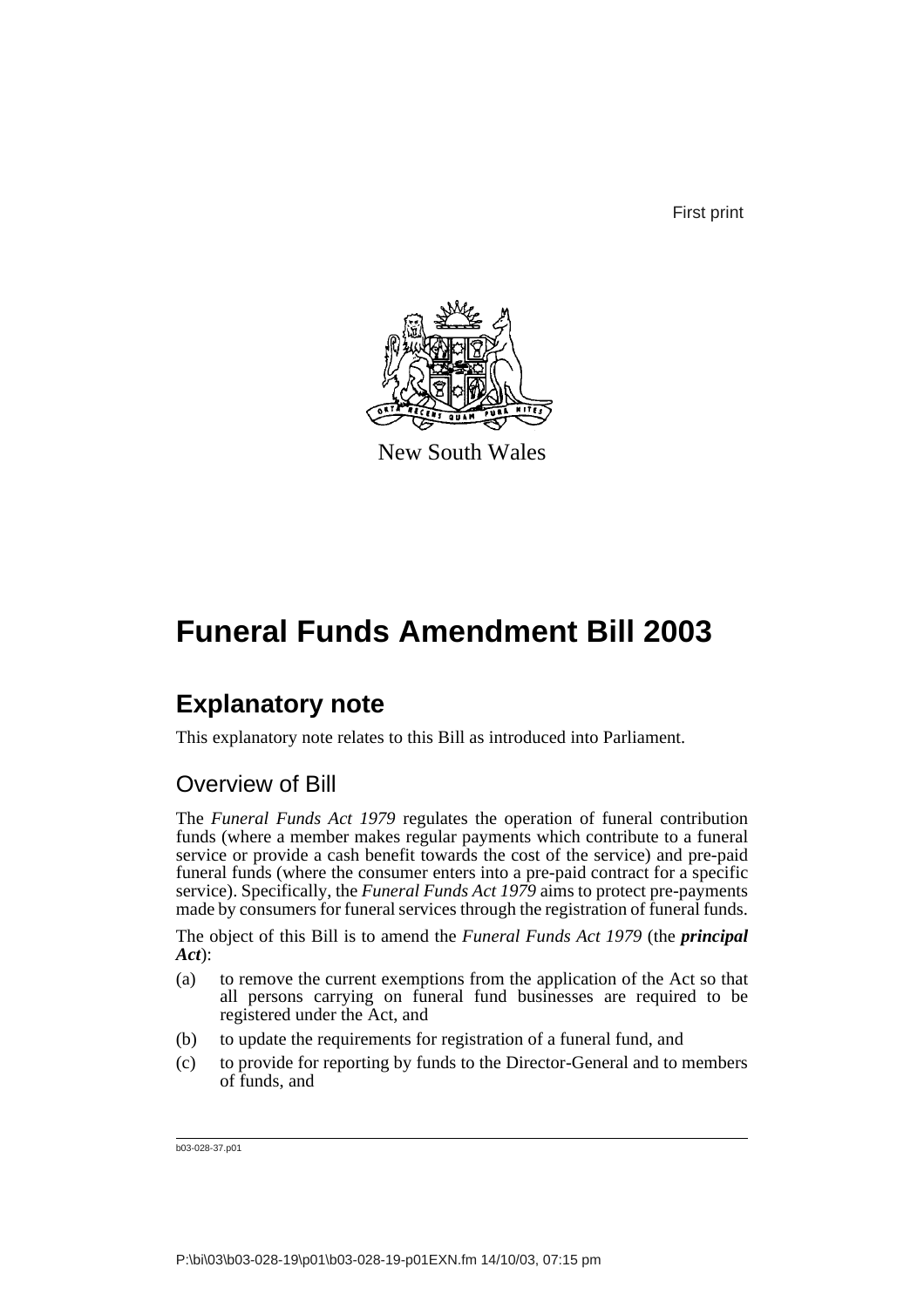First print

New South Wales

# Funeral Funds Amendment Bill 2003

## Explanatory note

This explanatory note relates to this Bill as introduced into Parliament.

### Overview of Bill

The *Funeral Funds Act 1979* regulates the operation of funeral contribution funds (where a member makes regular payments which contribute to a funeral service or provide a cash benefit towards the cost of the service) and pre-paid funeral funds (where the consumer enters into a pre-paid contract for a specific service). Specifically, the *Funeral Funds Act 1979* aims to protect pre-payments made by consumers for funeral services through the registration of funeral funds.

The object of this Bill is to amend the *Funeral Funds Act 1979* (the ***principal Act***):

(a) to remove the current exemptions from the application of the Act so that all persons carrying on funeral fund businesses are required to be registered under the Act, and

(b) to update the requirements for registration of a funeral fund, and

(c) to provide for reporting by funds to the Director-General and to members of funds, and

b03-028-37.p01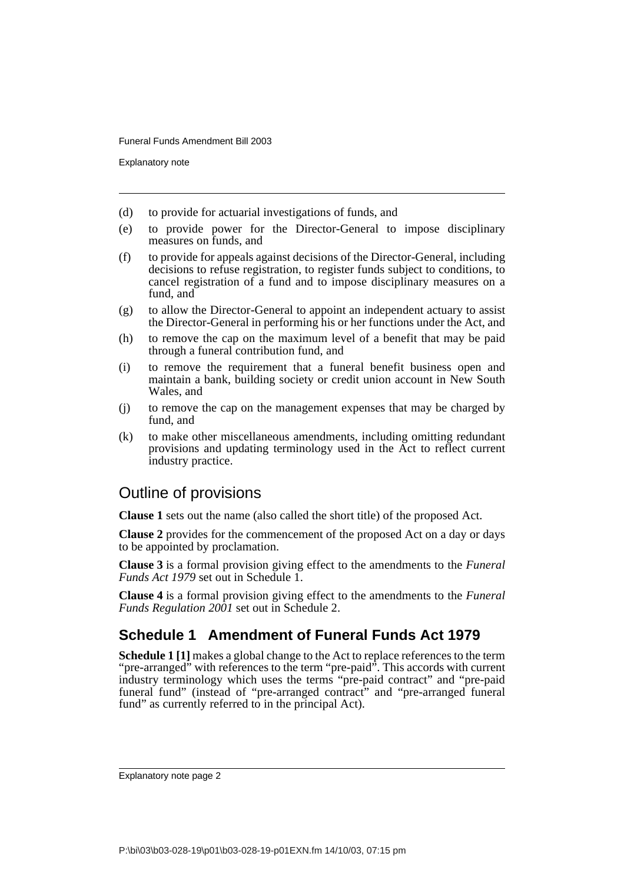(d) to provide for actuarial investigations of funds, and

(e) to provide power for the Director-General to impose disciplinary measures on funds, and

(f) to provide for appeals against decisions of the Director-General, including decisions to refuse registration, to register funds subject to conditions, to cancel registration of a fund and to impose disciplinary measures on a fund, and

(g) to allow the Director-General to appoint an independent actuary to assist the Director-General in performing his or her functions under the Act, and

(h) to remove the cap on the maximum level of a benefit that may be paid through a funeral contribution fund, and

(i) to remove the requirement that a funeral benefit business open and maintain a bank, building society or credit union account in New South Wales, and

(j) to remove the cap on the management expenses that may be charged by fund, and

(k) to make other miscellaneous amendments, including omitting redundant provisions and updating terminology used in the Act to reflect current industry practice.

## Outline of provisions

**Clause 1** sets out the name (also called the short title) of the proposed Act.

**Clause 2** provides for the commencement of the proposed Act on a day or days to be appointed by proclamation.

**Clause 3** is a formal provision giving effect to the amendments to the *Funeral Funds Act 1979* set out in Schedule 1.

**Clause 4** is a formal provision giving effect to the amendments to the *Funeral Funds Regulation 2001* set out in Schedule 2.

### Schedule 1 Amendment of Funeral Funds Act 1979

**Schedule 1 [1]** makes a global change to the Act to replace references to the term "pre-arranged" with references to the term "pre-paid". This accords with current industry terminology which uses the terms "pre-paid contract" and "pre-paid funeral fund" (instead of "pre-arranged contract" and "pre-arranged funeral fund" as currently referred to in the principal Act).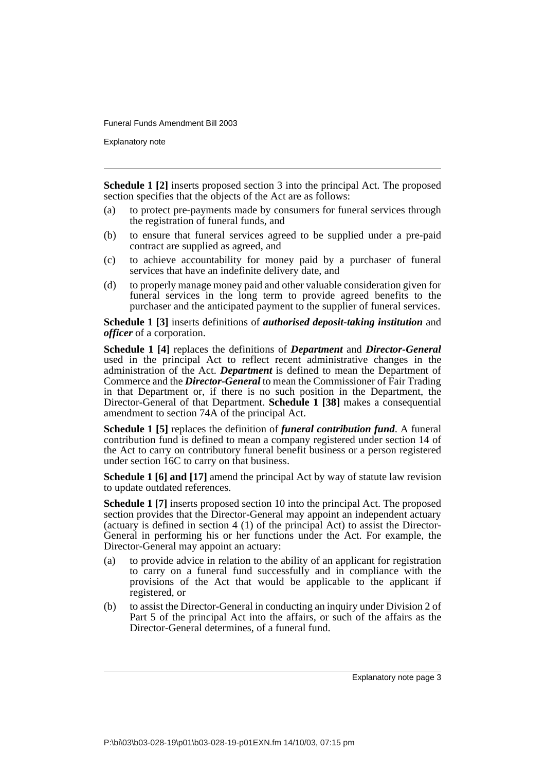**Schedule 1 [2]** inserts proposed section 3 into the principal Act. The proposed section specifies that the objects of the Act are as follows:

(a) to protect pre-payments made by consumers for funeral services through the registration of funeral funds, and

(b) to ensure that funeral services agreed to be supplied under a pre-paid contract are supplied as agreed, and

(c) to achieve accountability for money paid by a purchaser of funeral services that have an indefinite delivery date, and

(d) to properly manage money paid and other valuable consideration given for funeral services in the long term to provide agreed benefits to the purchaser and the anticipated payment to the supplier of funeral services.

**Schedule 1 [3]** inserts definitions of ***authorised deposit-taking institution*** and ***officer*** of a corporation.

**Schedule 1 [4]** replaces the definitions of ***Department*** and ***Director-General*** used in the principal Act to reflect recent administrative changes in the administration of the Act. ***Department*** is defined to mean the Department of Commerce and the ***Director-General*** to mean the Commissioner of Fair Trading in that Department or, if there is no such position in the Department, the Director-General of that Department. **Schedule 1 [38]** makes a consequential amendment to section 74A of the principal Act.

**Schedule 1 [5]** replaces the definition of ***funeral contribution fund***. A funeral contribution fund is defined to mean a company registered under section 14 of the Act to carry on contributory funeral benefit business or a person registered under section 16C to carry on that business.

**Schedule 1 [6] and [17]** amend the principal Act by way of statute law revision to update outdated references.

**Schedule 1 [7]** inserts proposed section 10 into the principal Act. The proposed section provides that the Director-General may appoint an independent actuary (actuary is defined in section 4 (1) of the principal Act) to assist the Director-General in performing his or her functions under the Act. For example, the Director-General may appoint an actuary:

(a) to provide advice in relation to the ability of an applicant for registration to carry on a funeral fund successfully and in compliance with the provisions of the Act that would be applicable to the applicant if registered, or

(b) to assist the Director-General in conducting an inquiry under Division 2 of Part 5 of the principal Act into the affairs, or such of the affairs as the Director-General determines, of a funeral fund.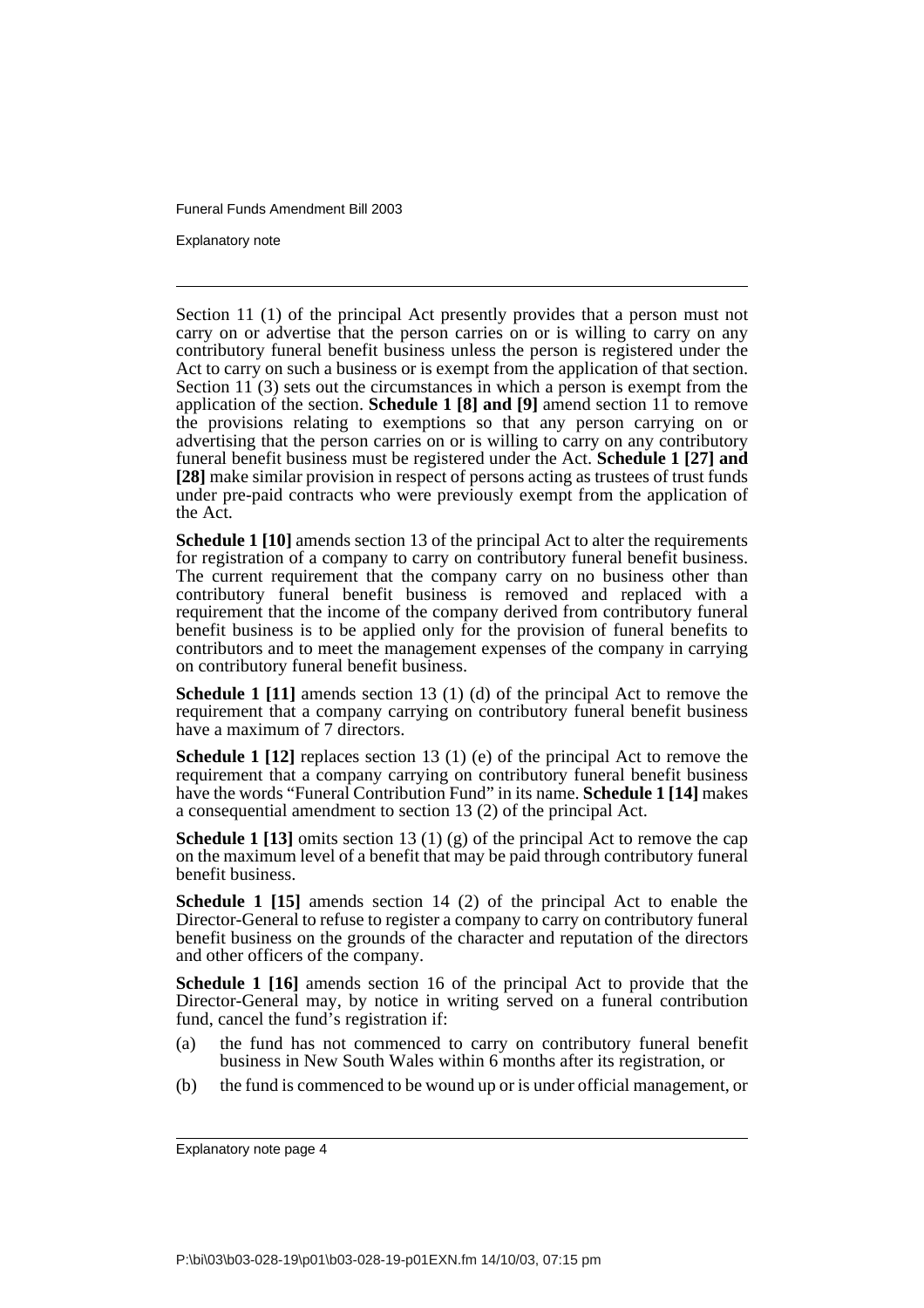Section 11 (1) of the principal Act presently provides that a person must not carry on or advertise that the person carries on or is willing to carry on any contributory funeral benefit business unless the person is registered under the Act to carry on such a business or is exempt from the application of that section. Section 11 (3) sets out the circumstances in which a person is exempt from the application of the section. **Schedule 1 [8] and [9]** amend section 11 to remove the provisions relating to exemptions so that any person carrying on or advertising that the person carries on or is willing to carry on any contributory funeral benefit business must be registered under the Act. **Schedule 1 [27] and [28]** make similar provision in respect of persons acting as trustees of trust funds under pre-paid contracts who were previously exempt from the application of the Act.

**Schedule 1 [10]** amends section 13 of the principal Act to alter the requirements for registration of a company to carry on contributory funeral benefit business. The current requirement that the company carry on no business other than contributory funeral benefit business is removed and replaced with a requirement that the income of the company derived from contributory funeral benefit business is to be applied only for the provision of funeral benefits to contributors and to meet the management expenses of the company in carrying on contributory funeral benefit business.

**Schedule 1 [11]** amends section 13 (1) (d) of the principal Act to remove the requirement that a company carrying on contributory funeral benefit business have a maximum of 7 directors.

**Schedule 1 [12]** replaces section 13 (1) (e) of the principal Act to remove the requirement that a company carrying on contributory funeral benefit business have the words "Funeral Contribution Fund" in its name. **Schedule 1 [14]** makes a consequential amendment to section 13 (2) of the principal Act.

**Schedule 1 [13]** omits section 13 (1) (g) of the principal Act to remove the cap on the maximum level of a benefit that may be paid through contributory funeral benefit business.

**Schedule 1 [15]** amends section 14 (2) of the principal Act to enable the Director-General to refuse to register a company to carry on contributory funeral benefit business on the grounds of the character and reputation of the directors and other officers of the company.

**Schedule 1 [16]** amends section 16 of the principal Act to provide that the Director-General may, by notice in writing served on a funeral contribution fund, cancel the fund's registration if:

(a) the fund has not commenced to carry on contributory funeral benefit business in New South Wales within 6 months after its registration, or

(b) the fund is commenced to be wound up or is under official management, or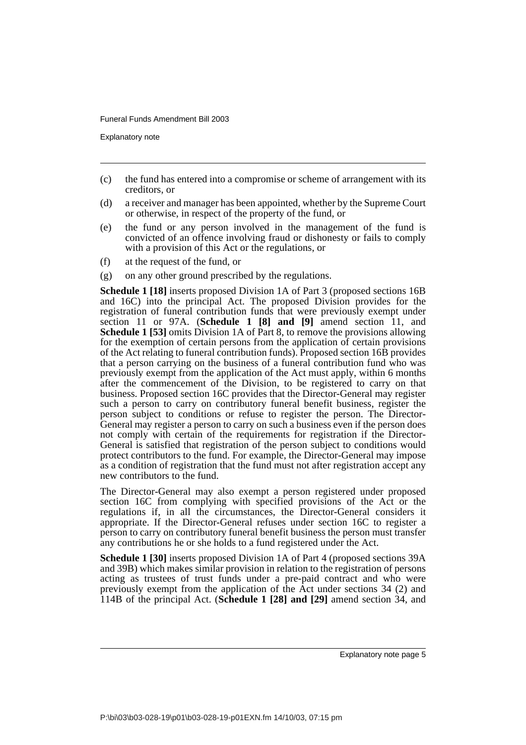- (c) the fund has entered into a compromise or scheme of arrangement with its creditors, or
- (d) a receiver and manager has been appointed, whether by the Supreme Court or otherwise, in respect of the property of the fund, or
- (e) the fund or any person involved in the management of the fund is convicted of an offence involving fraud or dishonesty or fails to comply with a provision of this Act or the regulations, or
- (f) at the request of the fund, or
- (g) on any other ground prescribed by the regulations.

**Schedule 1 [18]** inserts proposed Division 1A of Part 3 (proposed sections 16B and 16C) into the principal Act. The proposed Division provides for the registration of funeral contribution funds that were previously exempt under section 11 or 97A. (**Schedule 1 [8] and [9]** amend section 11, and **Schedule 1 [53]** omits Division 1A of Part 8, to remove the provisions allowing for the exemption of certain persons from the application of certain provisions of the Act relating to funeral contribution funds). Proposed section 16B provides that a person carrying on the business of a funeral contribution fund who was previously exempt from the application of the Act must apply, within 6 months after the commencement of the Division, to be registered to carry on that business. Proposed section 16C provides that the Director-General may register such a person to carry on contributory funeral benefit business, register the person subject to conditions or refuse to register the person. The Director-General may register a person to carry on such a business even if the person does not comply with certain of the requirements for registration if the Director-General is satisfied that registration of the person subject to conditions would protect contributors to the fund. For example, the Director-General may impose as a condition of registration that the fund must not after registration accept any new contributors to the fund.

The Director-General may also exempt a person registered under proposed section 16C from complying with specified provisions of the Act or the regulations if, in all the circumstances, the Director-General considers it appropriate. If the Director-General refuses under section 16C to register a person to carry on contributory funeral benefit business the person must transfer any contributions he or she holds to a fund registered under the Act.

**Schedule 1 [30]** inserts proposed Division 1A of Part 4 (proposed sections 39A and 39B) which makes similar provision in relation to the registration of persons acting as trustees of trust funds under a pre-paid contract and who were previously exempt from the application of the Act under sections 34 (2) and 114B of the principal Act. (**Schedule 1 [28] and [29]** amend section 34, and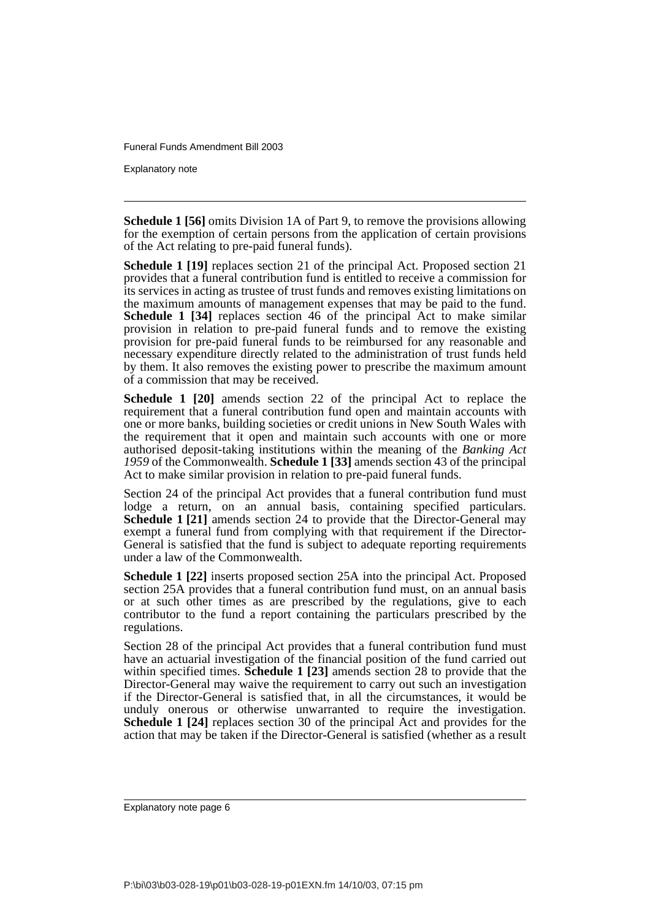**Schedule 1 [56]** omits Division 1A of Part 9, to remove the provisions allowing for the exemption of certain persons from the application of certain provisions of the Act relating to pre-paid funeral funds).

**Schedule 1 [19]** replaces section 21 of the principal Act. Proposed section 21 provides that a funeral contribution fund is entitled to receive a commission for its services in acting as trustee of trust funds and removes existing limitations on the maximum amounts of management expenses that may be paid to the fund. **Schedule 1 [34]** replaces section 46 of the principal Act to make similar provision in relation to pre-paid funeral funds and to remove the existing provision for pre-paid funeral funds to be reimbursed for any reasonable and necessary expenditure directly related to the administration of trust funds held by them. It also removes the existing power to prescribe the maximum amount of a commission that may be received.

**Schedule 1 [20]** amends section 22 of the principal Act to replace the requirement that a funeral contribution fund open and maintain accounts with one or more banks, building societies or credit unions in New South Wales with the requirement that it open and maintain such accounts with one or more authorised deposit-taking institutions within the meaning of the *Banking Act 1959* of the Commonwealth. **Schedule 1 [33]** amends section 43 of the principal Act to make similar provision in relation to pre-paid funeral funds.

Section 24 of the principal Act provides that a funeral contribution fund must lodge a return, on an annual basis, containing specified particulars. **Schedule 1 [21]** amends section 24 to provide that the Director-General may exempt a funeral fund from complying with that requirement if the Director-General is satisfied that the fund is subject to adequate reporting requirements under a law of the Commonwealth.

**Schedule 1 [22]** inserts proposed section 25A into the principal Act. Proposed section 25A provides that a funeral contribution fund must, on an annual basis or at such other times as are prescribed by the regulations, give to each contributor to the fund a report containing the particulars prescribed by the regulations.

Section 28 of the principal Act provides that a funeral contribution fund must have an actuarial investigation of the financial position of the fund carried out within specified times. **Schedule 1 [23]** amends section 28 to provide that the Director-General may waive the requirement to carry out such an investigation if the Director-General is satisfied that, in all the circumstances, it would be unduly onerous or otherwise unwarranted to require the investigation. **Schedule 1 [24]** replaces section 30 of the principal Act and provides for the action that may be taken if the Director-General is satisfied (whether as a result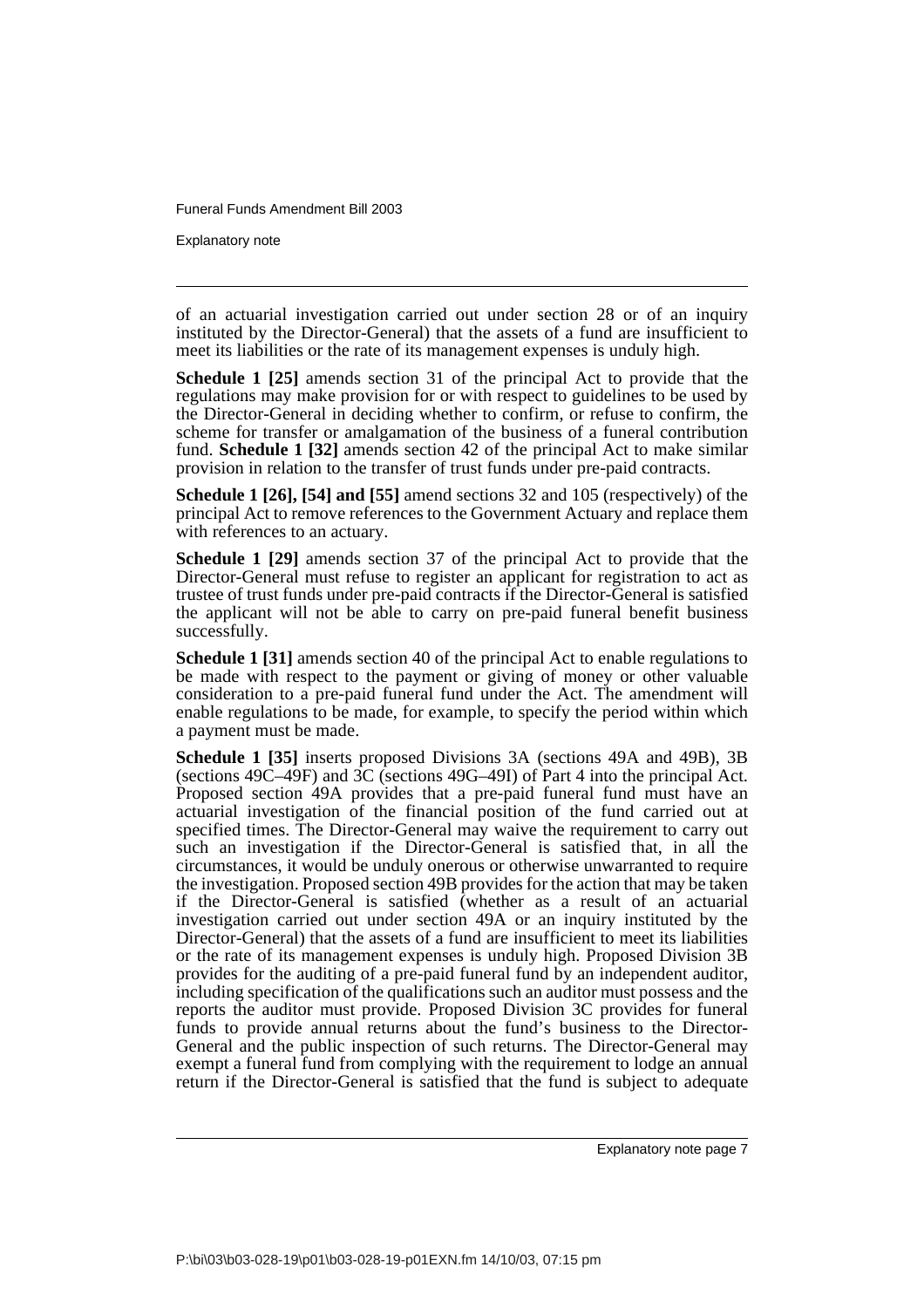of an actuarial investigation carried out under section 28 or of an inquiry instituted by the Director-General) that the assets of a fund are insufficient to meet its liabilities or the rate of its management expenses is unduly high.

**Schedule 1 [25]** amends section 31 of the principal Act to provide that the regulations may make provision for or with respect to guidelines to be used by the Director-General in deciding whether to confirm, or refuse to confirm, the scheme for transfer or amalgamation of the business of a funeral contribution fund. **Schedule 1 [32]** amends section 42 of the principal Act to make similar provision in relation to the transfer of trust funds under pre-paid contracts.

**Schedule 1 [26], [54] and [55]** amend sections 32 and 105 (respectively) of the principal Act to remove references to the Government Actuary and replace them with references to an actuary.

**Schedule 1 [29]** amends section 37 of the principal Act to provide that the Director-General must refuse to register an applicant for registration to act as trustee of trust funds under pre-paid contracts if the Director-General is satisfied the applicant will not be able to carry on pre-paid funeral benefit business successfully.

**Schedule 1 [31]** amends section 40 of the principal Act to enable regulations to be made with respect to the payment or giving of money or other valuable consideration to a pre-paid funeral fund under the Act. The amendment will enable regulations to be made, for example, to specify the period within which a payment must be made.

**Schedule 1 [35]** inserts proposed Divisions 3A (sections 49A and 49B), 3B (sections 49C–49F) and 3C (sections 49G–49I) of Part 4 into the principal Act. Proposed section 49A provides that a pre-paid funeral fund must have an actuarial investigation of the financial position of the fund carried out at specified times. The Director-General may waive the requirement to carry out such an investigation if the Director-General is satisfied that, in all the circumstances, it would be unduly onerous or otherwise unwarranted to require the investigation. Proposed section 49B provides for the action that may be taken if the Director-General is satisfied (whether as a result of an actuarial investigation carried out under section 49A or an inquiry instituted by the Director-General) that the assets of a fund are insufficient to meet its liabilities or the rate of its management expenses is unduly high. Proposed Division 3B provides for the auditing of a pre-paid funeral fund by an independent auditor, including specification of the qualifications such an auditor must possess and the reports the auditor must provide. Proposed Division 3C provides for funeral funds to provide annual returns about the fund's business to the Director-General and the public inspection of such returns. The Director-General may exempt a funeral fund from complying with the requirement to lodge an annual return if the Director-General is satisfied that the fund is subject to adequate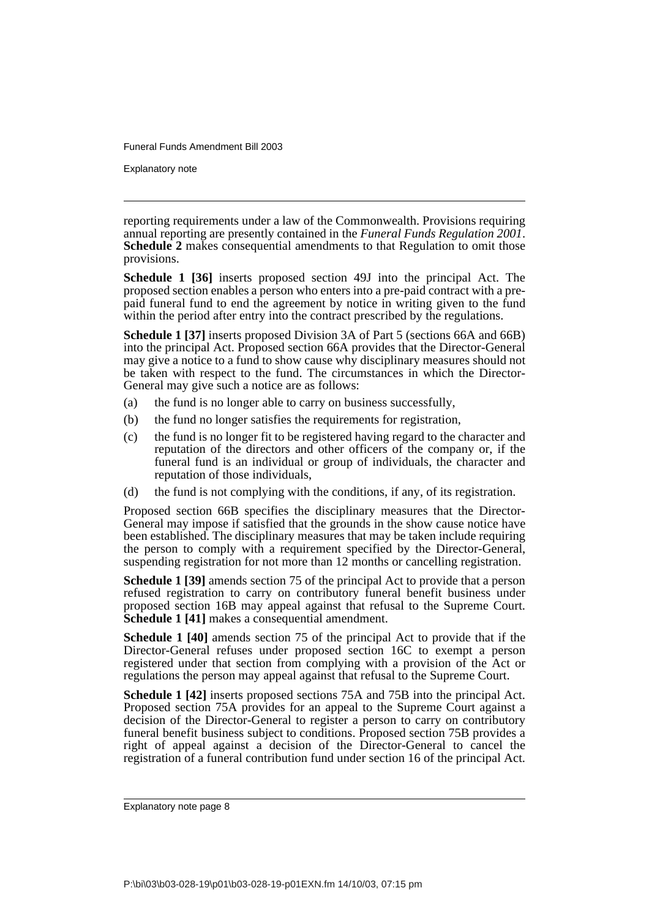reporting requirements under a law of the Commonwealth. Provisions requiring annual reporting are presently contained in the *Funeral Funds Regulation 2001*. **Schedule 2** makes consequential amendments to that Regulation to omit those provisions.

**Schedule 1 [36]** inserts proposed section 49J into the principal Act. The proposed section enables a person who enters into a pre-paid contract with a pre-paid funeral fund to end the agreement by notice in writing given to the fund within the period after entry into the contract prescribed by the regulations.

**Schedule 1 [37]** inserts proposed Division 3A of Part 5 (sections 66A and 66B) into the principal Act. Proposed section 66A provides that the Director-General may give a notice to a fund to show cause why disciplinary measures should not be taken with respect to the fund. The circumstances in which the Director-General may give such a notice are as follows:

(a) the fund is no longer able to carry on business successfully,

(b) the fund no longer satisfies the requirements for registration,

(c) the fund is no longer fit to be registered having regard to the character and reputation of the directors and other officers of the company or, if the funeral fund is an individual or group of individuals, the character and reputation of those individuals,

(d) the fund is not complying with the conditions, if any, of its registration.

Proposed section 66B specifies the disciplinary measures that the Director-General may impose if satisfied that the grounds in the show cause notice have been established. The disciplinary measures that may be taken include requiring the person to comply with a requirement specified by the Director-General, suspending registration for not more than 12 months or cancelling registration.

**Schedule 1 [39]** amends section 75 of the principal Act to provide that a person refused registration to carry on contributory funeral benefit business under proposed section 16B may appeal against that refusal to the Supreme Court. **Schedule 1 [41]** makes a consequential amendment.

**Schedule 1 [40]** amends section 75 of the principal Act to provide that if the Director-General refuses under proposed section 16C to exempt a person registered under that section from complying with a provision of the Act or regulations the person may appeal against that refusal to the Supreme Court.

**Schedule 1 [42]** inserts proposed sections 75A and 75B into the principal Act. Proposed section 75A provides for an appeal to the Supreme Court against a decision of the Director-General to register a person to carry on contributory funeral benefit business subject to conditions. Proposed section 75B provides a right of appeal against a decision of the Director-General to cancel the registration of a funeral contribution fund under section 16 of the principal Act.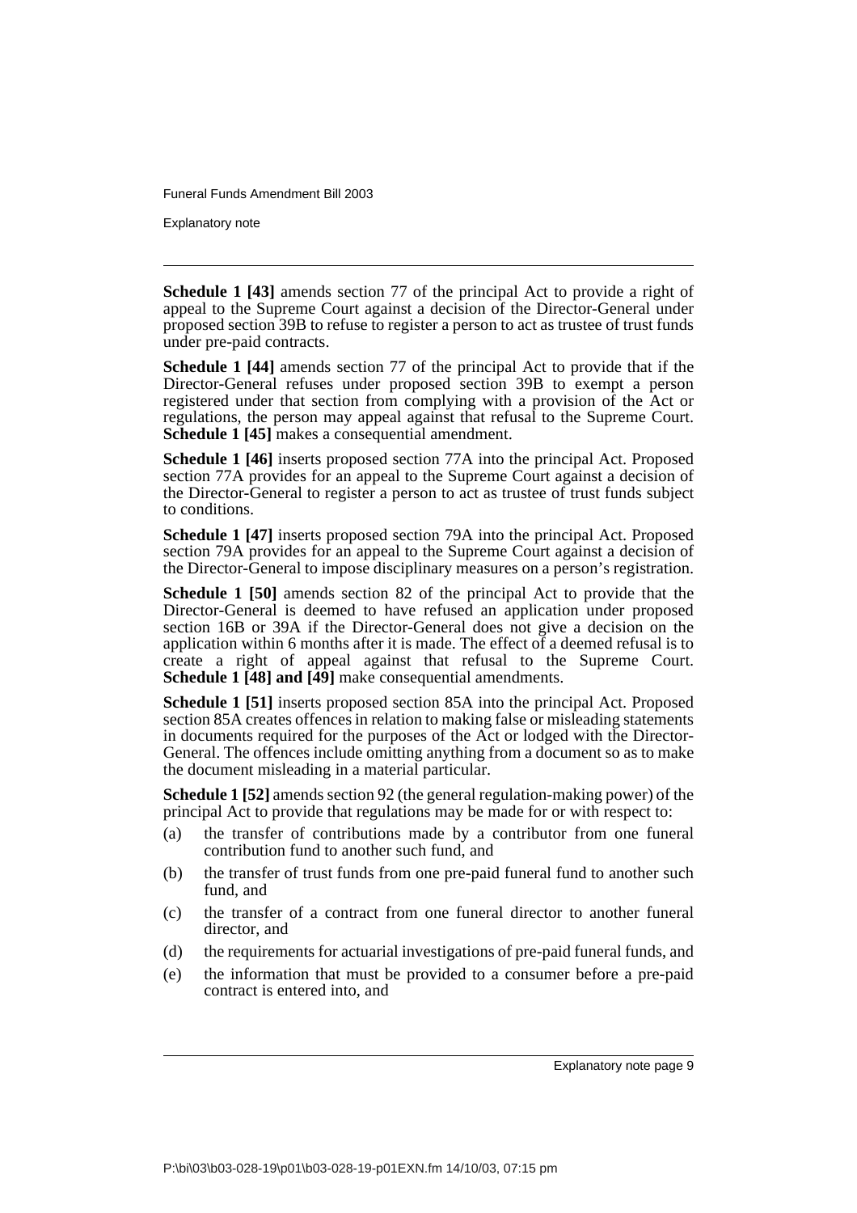**Schedule 1 [43]** amends section 77 of the principal Act to provide a right of appeal to the Supreme Court against a decision of the Director-General under proposed section 39B to refuse to register a person to act as trustee of trust funds under pre-paid contracts.

**Schedule 1 [44]** amends section 77 of the principal Act to provide that if the Director-General refuses under proposed section 39B to exempt a person registered under that section from complying with a provision of the Act or regulations, the person may appeal against that refusal to the Supreme Court. **Schedule 1 [45]** makes a consequential amendment.

**Schedule 1 [46]** inserts proposed section 77A into the principal Act. Proposed section 77A provides for an appeal to the Supreme Court against a decision of the Director-General to register a person to act as trustee of trust funds subject to conditions.

**Schedule 1 [47]** inserts proposed section 79A into the principal Act. Proposed section 79A provides for an appeal to the Supreme Court against a decision of the Director-General to impose disciplinary measures on a person's registration.

**Schedule 1 [50]** amends section 82 of the principal Act to provide that the Director-General is deemed to have refused an application under proposed section 16B or 39A if the Director-General does not give a decision on the application within 6 months after it is made. The effect of a deemed refusal is to create a right of appeal against that refusal to the Supreme Court. **Schedule 1 [48] and [49]** make consequential amendments.

**Schedule 1 [51]** inserts proposed section 85A into the principal Act. Proposed section 85A creates offences in relation to making false or misleading statements in documents required for the purposes of the Act or lodged with the Director-General. The offences include omitting anything from a document so as to make the document misleading in a material particular.

**Schedule 1 [52]** amends section 92 (the general regulation-making power) of the principal Act to provide that regulations may be made for or with respect to:

- (a) the transfer of contributions made by a contributor from one funeral contribution fund to another such fund, and
- (b) the transfer of trust funds from one pre-paid funeral fund to another such fund, and
- (c) the transfer of a contract from one funeral director to another funeral director, and
- (d) the requirements for actuarial investigations of pre-paid funeral funds, and
- (e) the information that must be provided to a consumer before a pre-paid contract is entered into, and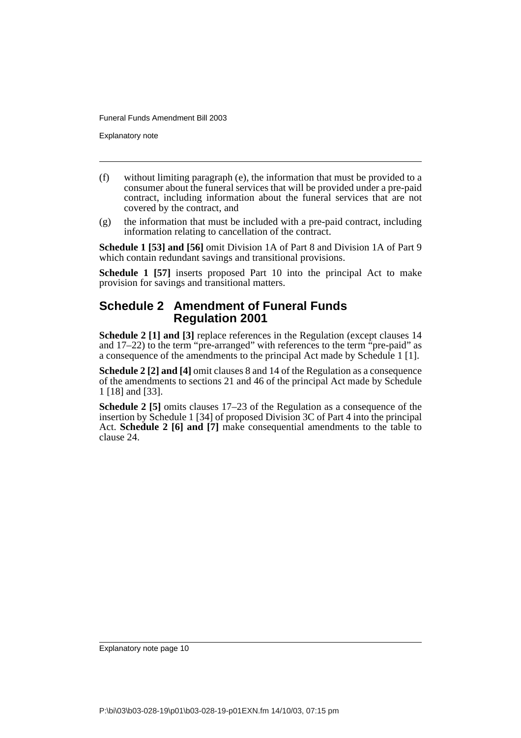(f) without limiting paragraph (e), the information that must be provided to a consumer about the funeral services that will be provided under a pre-paid contract, including information about the funeral services that are not covered by the contract, and

(g) the information that must be included with a pre-paid contract, including information relating to cancellation of the contract.

**Schedule 1 [53] and [56]** omit Division 1A of Part 8 and Division 1A of Part 9 which contain redundant savings and transitional provisions.

**Schedule 1 [57]** inserts proposed Part 10 into the principal Act to make provision for savings and transitional matters.

## Schedule 2 Amendment of Funeral Funds Regulation 2001

**Schedule 2 [1] and [3]** replace references in the Regulation (except clauses 14 and 17–22) to the term "pre-arranged" with references to the term "pre-paid" as a consequence of the amendments to the principal Act made by Schedule 1 [1].

**Schedule 2 [2] and [4]** omit clauses 8 and 14 of the Regulation as a consequence of the amendments to sections 21 and 46 of the principal Act made by Schedule 1 [18] and [33].

**Schedule 2 [5]** omits clauses 17–23 of the Regulation as a consequence of the insertion by Schedule 1 [34] of proposed Division 3C of Part 4 into the principal Act. **Schedule 2 [6] and [7]** make consequential amendments to the table to clause 24.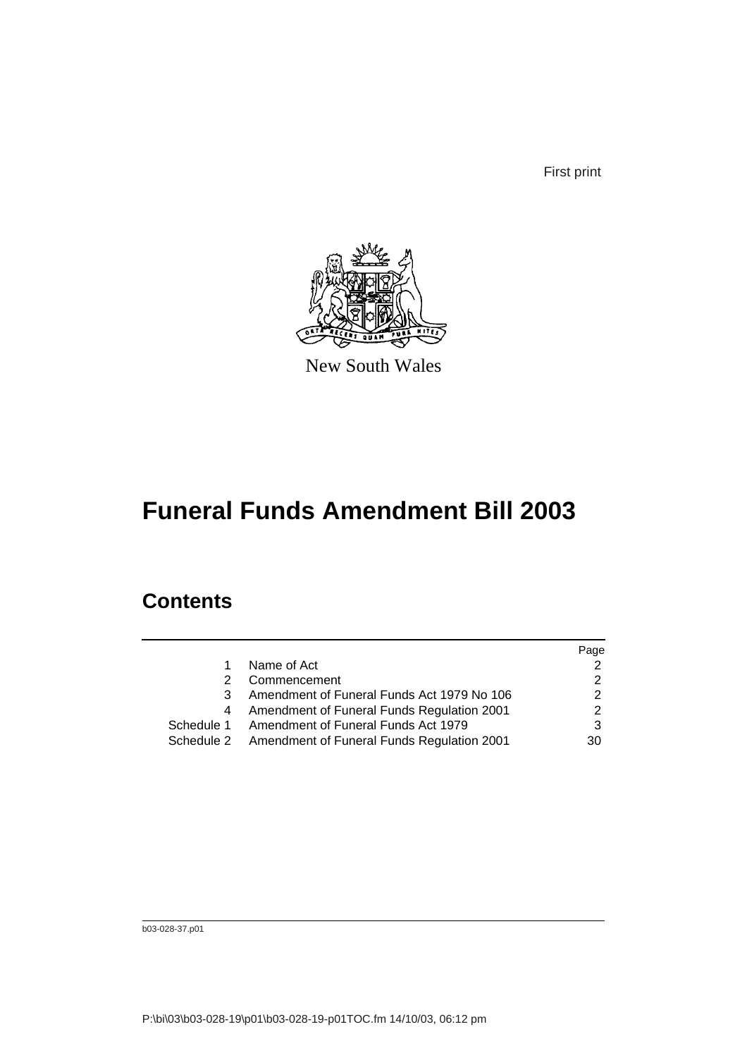First print

New South Wales

# Funeral Funds Amendment Bill 2003

## Contents

| | | Page |
|---|---|---|
| 1 | Name of Act | 2 |
| 2 | Commencement | 2 |
| 3 | Amendment of Funeral Funds Act 1979 No 106 | 2 |
| 4 | Amendment of Funeral Funds Regulation 2001 | 2 |
| Schedule 1 | Amendment of Funeral Funds Act 1979 | 3 |
| Schedule 2 | Amendment of Funeral Funds Regulation 2001 | 30 |

b03-028-37.p01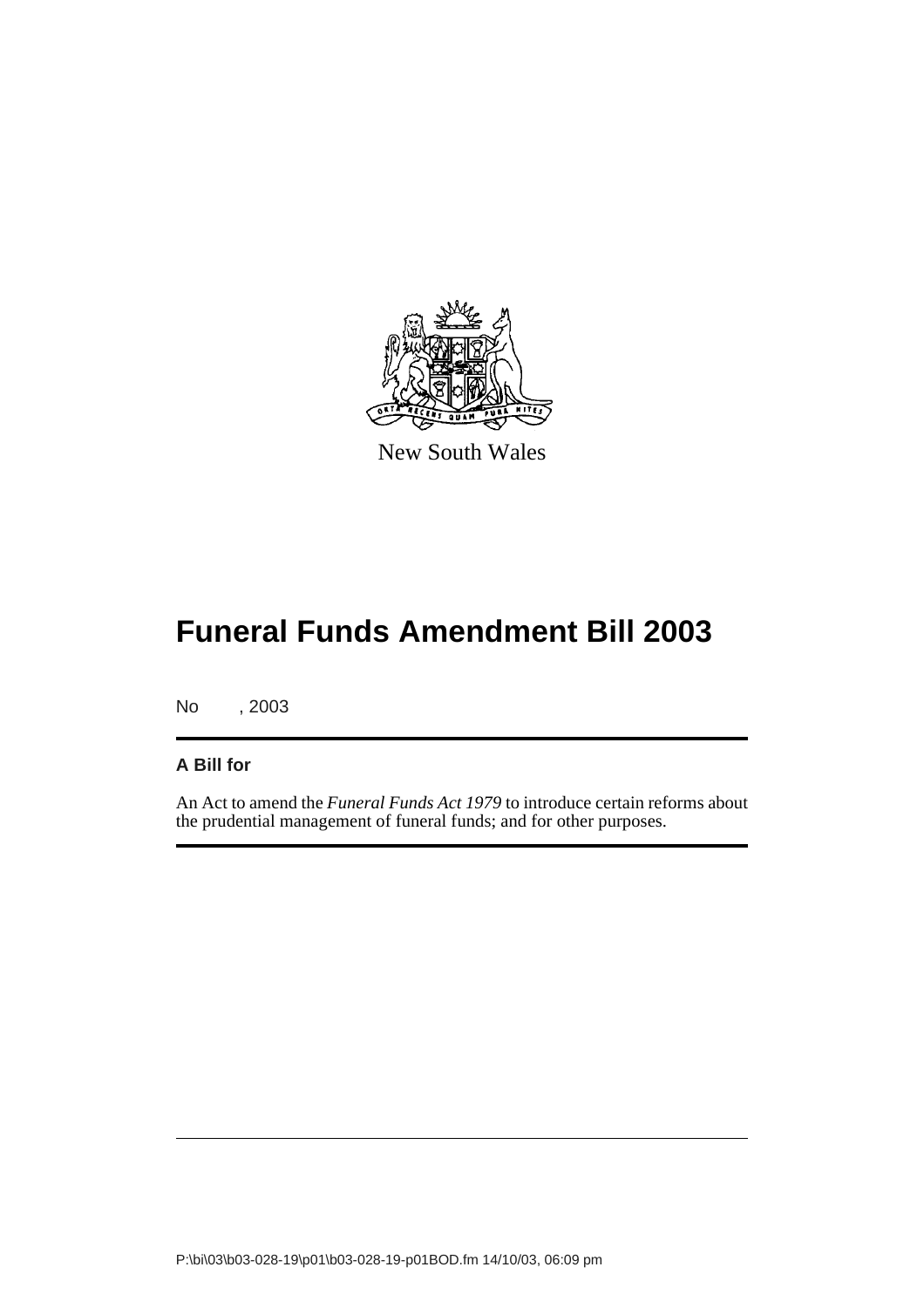New South Wales

# Funeral Funds Amendment Bill 2003

No , 2003

**A Bill for**

An Act to amend the *Funeral Funds Act 1979* to introduce certain reforms about the prudential management of funeral funds; and for other purposes.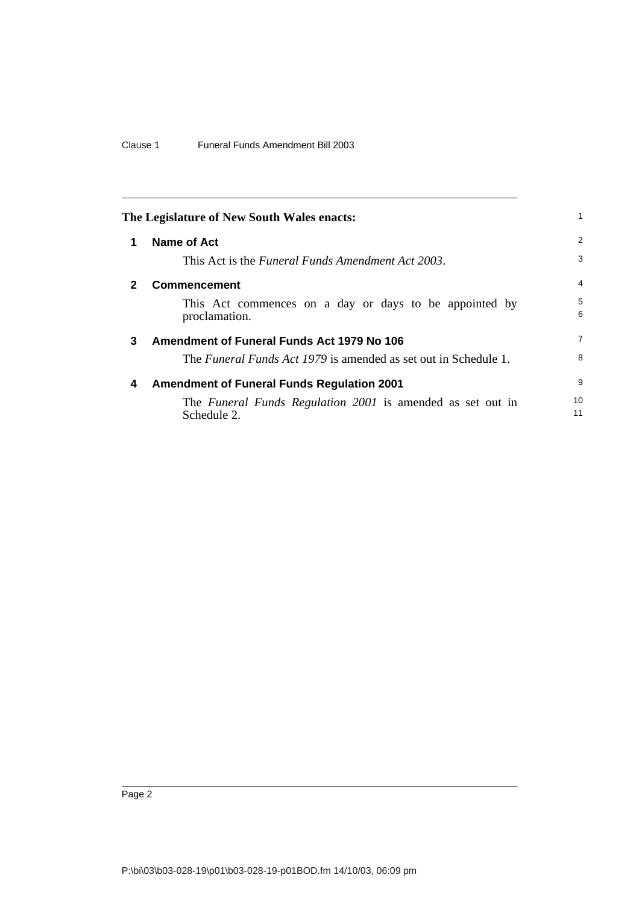The Legislature of New South Wales enacts:

## 1 Name of Act

This Act is the *Funeral Funds Amendment Act 2003*.

## 2 Commencement

This Act commences on a day or days to be appointed by proclamation.

## 3 Amendment of Funeral Funds Act 1979 No 106

The *Funeral Funds Act 1979* is amended as set out in Schedule 1.

## 4 Amendment of Funeral Funds Regulation 2001

The *Funeral Funds Regulation 2001* is amended as set out in Schedule 2.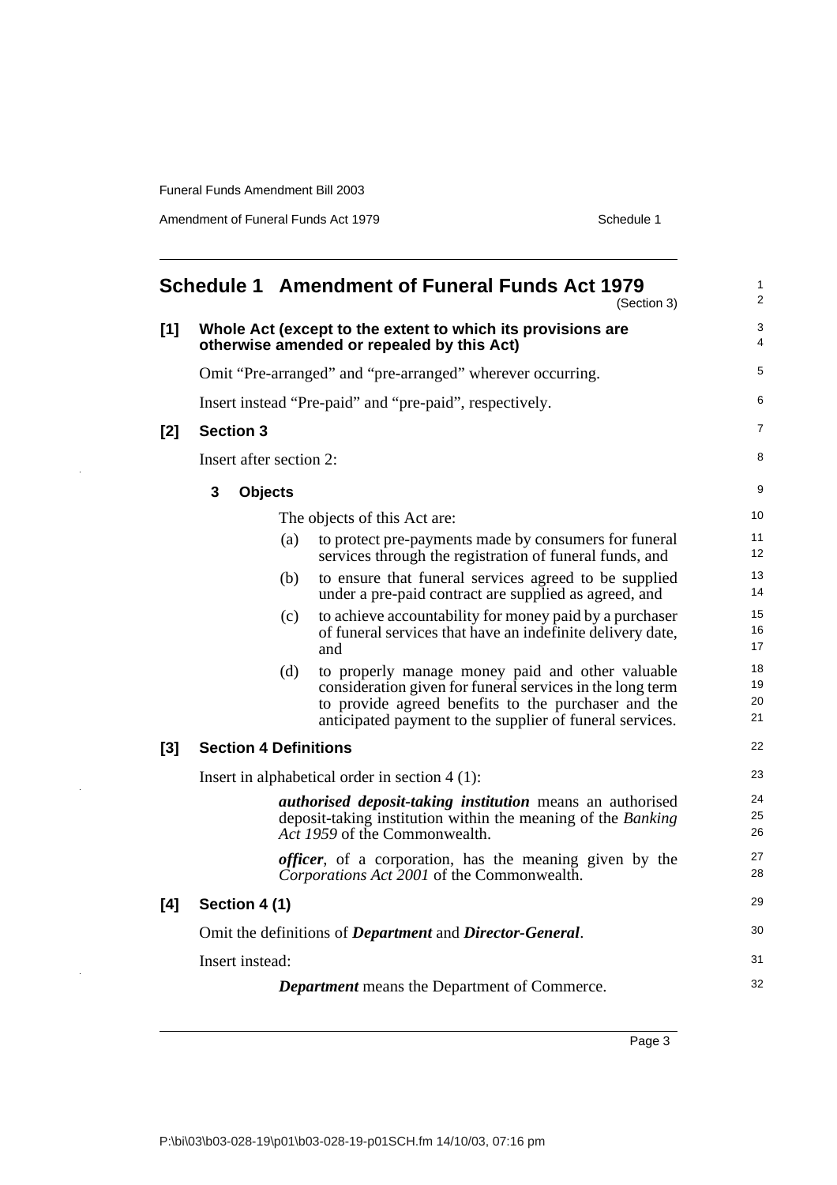## Schedule 1 Amendment of Funeral Funds Act 1979

(Section 3)

**[1] Whole Act (except to the extent to which its provisions are otherwise amended or repealed by this Act)**

Omit "Pre-arranged" and "pre-arranged" wherever occurring.

Insert instead "Pre-paid" and "pre-paid", respectively.

**[2] Section 3**

Insert after section 2:

**3 Objects**

The objects of this Act are:

(a) to protect pre-payments made by consumers for funeral services through the registration of funeral funds, and

(b) to ensure that funeral services agreed to be supplied under a pre-paid contract are supplied as agreed, and

(c) to achieve accountability for money paid by a purchaser of funeral services that have an indefinite delivery date, and

(d) to properly manage money paid and other valuable consideration given for funeral services in the long term to provide agreed benefits to the purchaser and the anticipated payment to the supplier of funeral services.

**[3] Section 4 Definitions**

Insert in alphabetical order in section 4 (1):

***authorised deposit-taking institution*** means an authorised deposit-taking institution within the meaning of the *Banking Act 1959* of the Commonwealth.

***officer***, of a corporation, has the meaning given by the *Corporations Act 2001* of the Commonwealth.

**[4] Section 4 (1)**

Omit the definitions of ***Department*** and ***Director-General***.

Insert instead:

***Department*** means the Department of Commerce.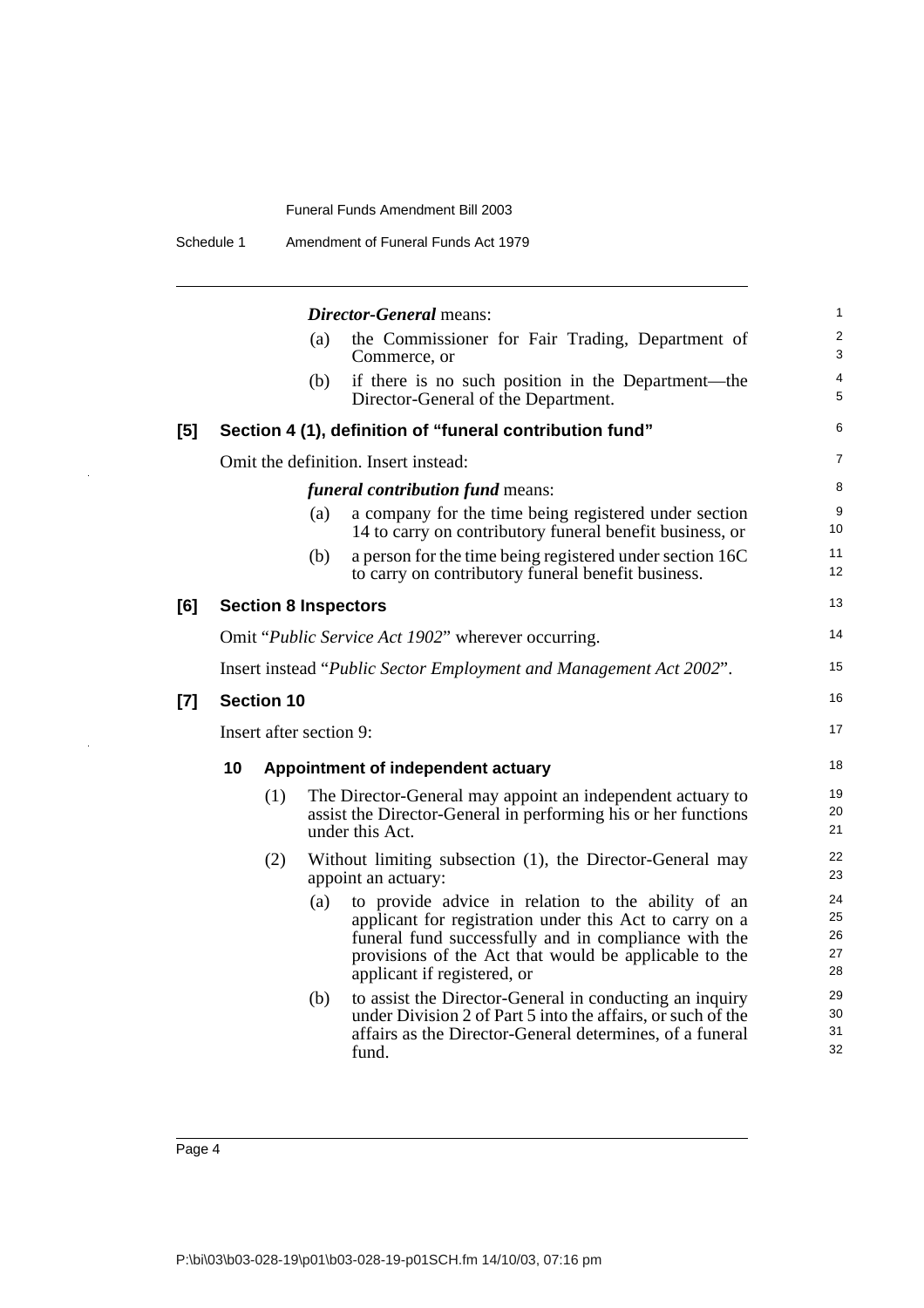***Director-General*** means:

(a) the Commissioner for Fair Trading, Department of Commerce, or

(b) if there is no such position in the Department—the Director-General of the Department.

**[5] Section 4 (1), definition of "funeral contribution fund"**

Omit the definition. Insert instead:

***funeral contribution fund*** means:

(a) a company for the time being registered under section 14 to carry on contributory funeral benefit business, or

(b) a person for the time being registered under section 16C to carry on contributory funeral benefit business.

**[6] Section 8 Inspectors**

Omit "*Public Service Act 1902*" wherever occurring.

Insert instead "*Public Sector Employment and Management Act 2002*".

**[7] Section 10**

Insert after section 9:

**10 Appointment of independent actuary**

(1) The Director-General may appoint an independent actuary to assist the Director-General in performing his or her functions under this Act.

(2) Without limiting subsection (1), the Director-General may appoint an actuary:

(a) to provide advice in relation to the ability of an applicant for registration under this Act to carry on a funeral fund successfully and in compliance with the provisions of the Act that would be applicable to the applicant if registered, or

(b) to assist the Director-General in conducting an inquiry under Division 2 of Part 5 into the affairs, or such of the affairs as the Director-General determines, of a funeral fund.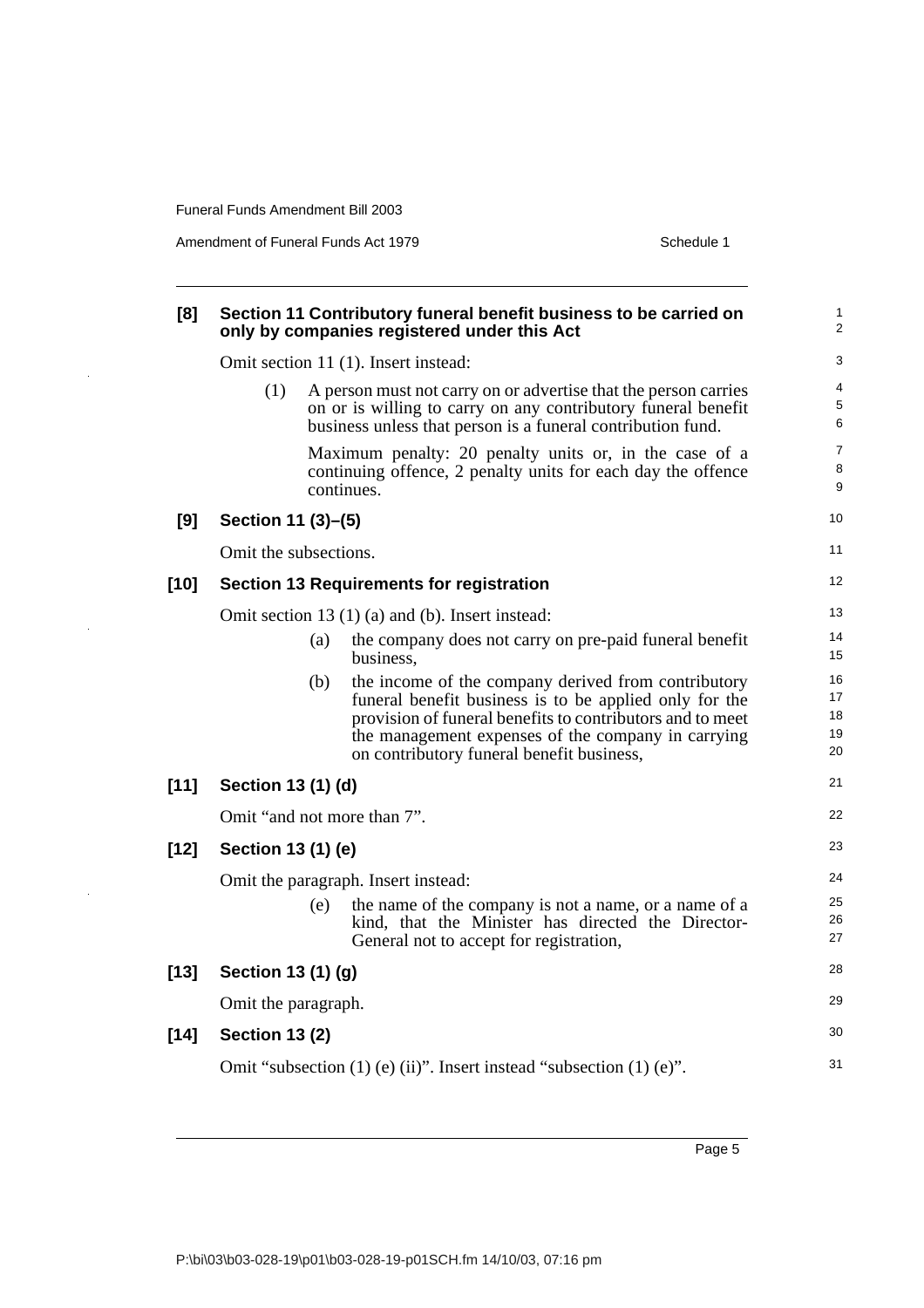**[8] Section 11 Contributory funeral benefit business to be carried on only by companies registered under this Act**

Omit section 11 (1). Insert instead:

(1) A person must not carry on or advertise that the person carries on or is willing to carry on any contributory funeral benefit business unless that person is a funeral contribution fund.

Maximum penalty: 20 penalty units or, in the case of a continuing offence, 2 penalty units for each day the offence continues.

**[9] Section 11 (3)–(5)**

Omit the subsections.

**[10] Section 13 Requirements for registration**

Omit section 13 (1) (a) and (b). Insert instead:

(a) the company does not carry on pre-paid funeral benefit business,

(b) the income of the company derived from contributory funeral benefit business is to be applied only for the provision of funeral benefits to contributors and to meet the management expenses of the company in carrying on contributory funeral benefit business,

**[11] Section 13 (1) (d)**

Omit "and not more than 7".

**[12] Section 13 (1) (e)**

Omit the paragraph. Insert instead:

(e) the name of the company is not a name, or a name of a kind, that the Minister has directed the Director-General not to accept for registration,

**[13] Section 13 (1) (g)**

Omit the paragraph.

**[14] Section 13 (2)**

Omit "subsection (1) (e) (ii)". Insert instead "subsection (1) (e)".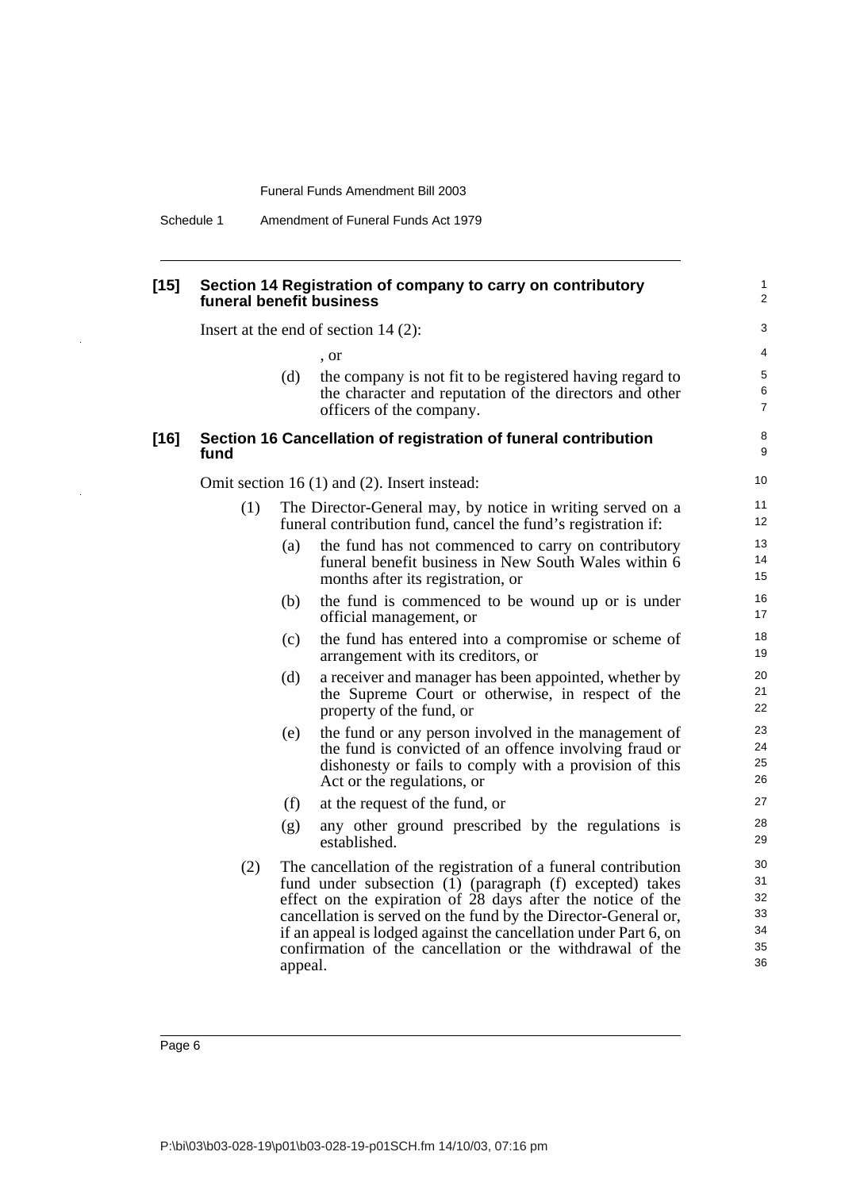### [15] Section 14 Registration of company to carry on contributory funeral benefit business

Insert at the end of section 14 (2):

, or

(d) the company is not fit to be registered having regard to the character and reputation of the directors and other officers of the company.

### [16] Section 16 Cancellation of registration of funeral contribution fund

Omit section 16 (1) and (2). Insert instead:

(1) The Director-General may, by notice in writing served on a funeral contribution fund, cancel the fund's registration if:

(a) the fund has not commenced to carry on contributory funeral benefit business in New South Wales within 6 months after its registration, or

(b) the fund is commenced to be wound up or is under official management, or

(c) the fund has entered into a compromise or scheme of arrangement with its creditors, or

(d) a receiver and manager has been appointed, whether by the Supreme Court or otherwise, in respect of the property of the fund, or

(e) the fund or any person involved in the management of the fund is convicted of an offence involving fraud or dishonesty or fails to comply with a provision of this Act or the regulations, or

(f) at the request of the fund, or

(g) any other ground prescribed by the regulations is established.

(2) The cancellation of the registration of a funeral contribution fund under subsection (1) (paragraph (f) excepted) takes effect on the expiration of 28 days after the notice of the cancellation is served on the fund by the Director-General or, if an appeal is lodged against the cancellation under Part 6, on confirmation of the cancellation or the withdrawal of the appeal.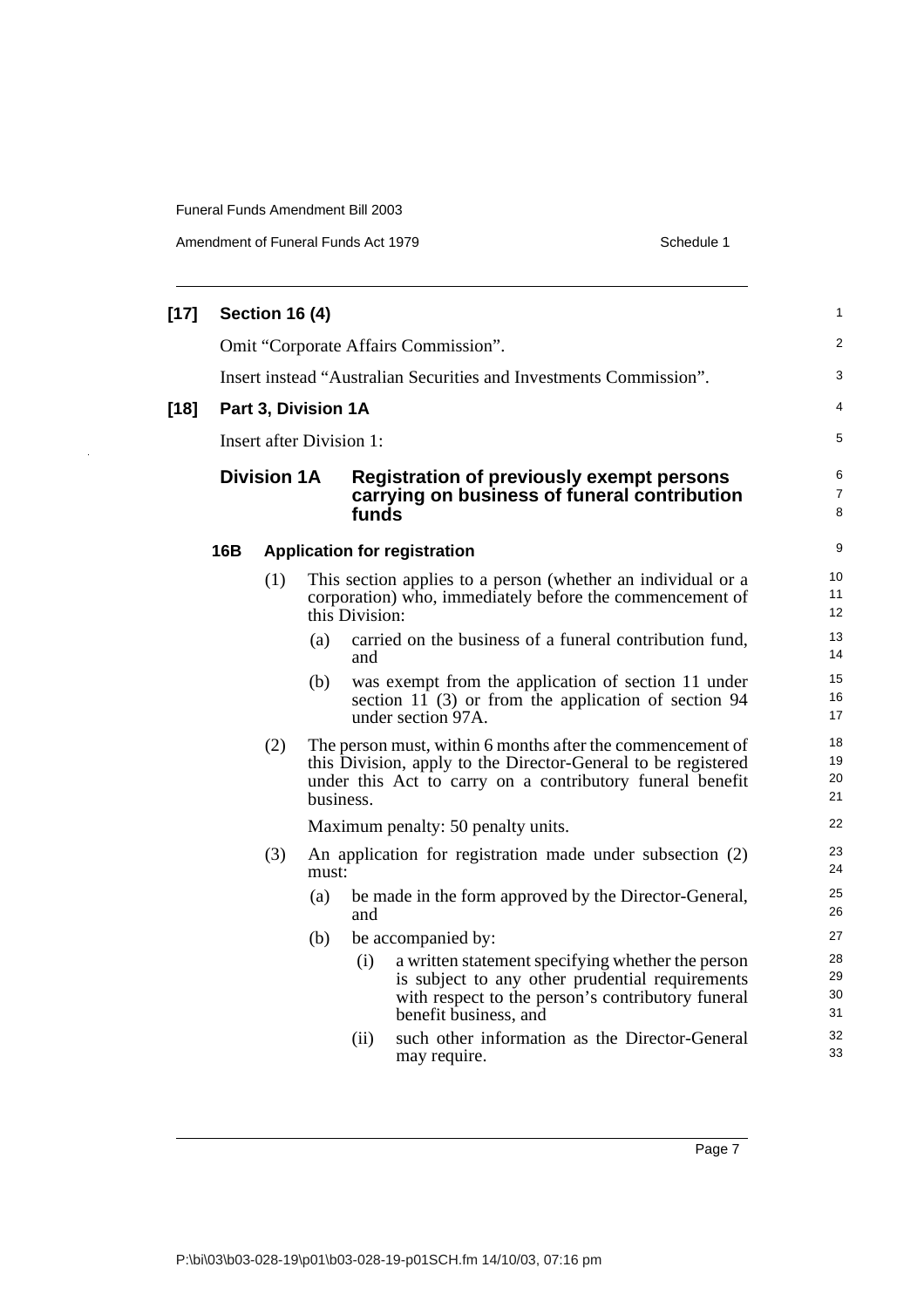**[17] Section 16 (4)**

Omit "Corporate Affairs Commission".

Insert instead "Australian Securities and Investments Commission".

**[18] Part 3, Division 1A**

Insert after Division 1:

## Division 1A Registration of previously exempt persons carrying on business of funeral contribution funds

### 16B Application for registration

(1) This section applies to a person (whether an individual or a corporation) who, immediately before the commencement of this Division:

(a) carried on the business of a funeral contribution fund, and

(b) was exempt from the application of section 11 under section 11 (3) or from the application of section 94 under section 97A.

(2) The person must, within 6 months after the commencement of this Division, apply to the Director-General to be registered under this Act to carry on a contributory funeral benefit business.

Maximum penalty: 50 penalty units.

(3) An application for registration made under subsection (2) must:

(a) be made in the form approved by the Director-General, and

(b) be accompanied by:

(i) a written statement specifying whether the person is subject to any other prudential requirements with respect to the person's contributory funeral benefit business, and

(ii) such other information as the Director-General may require.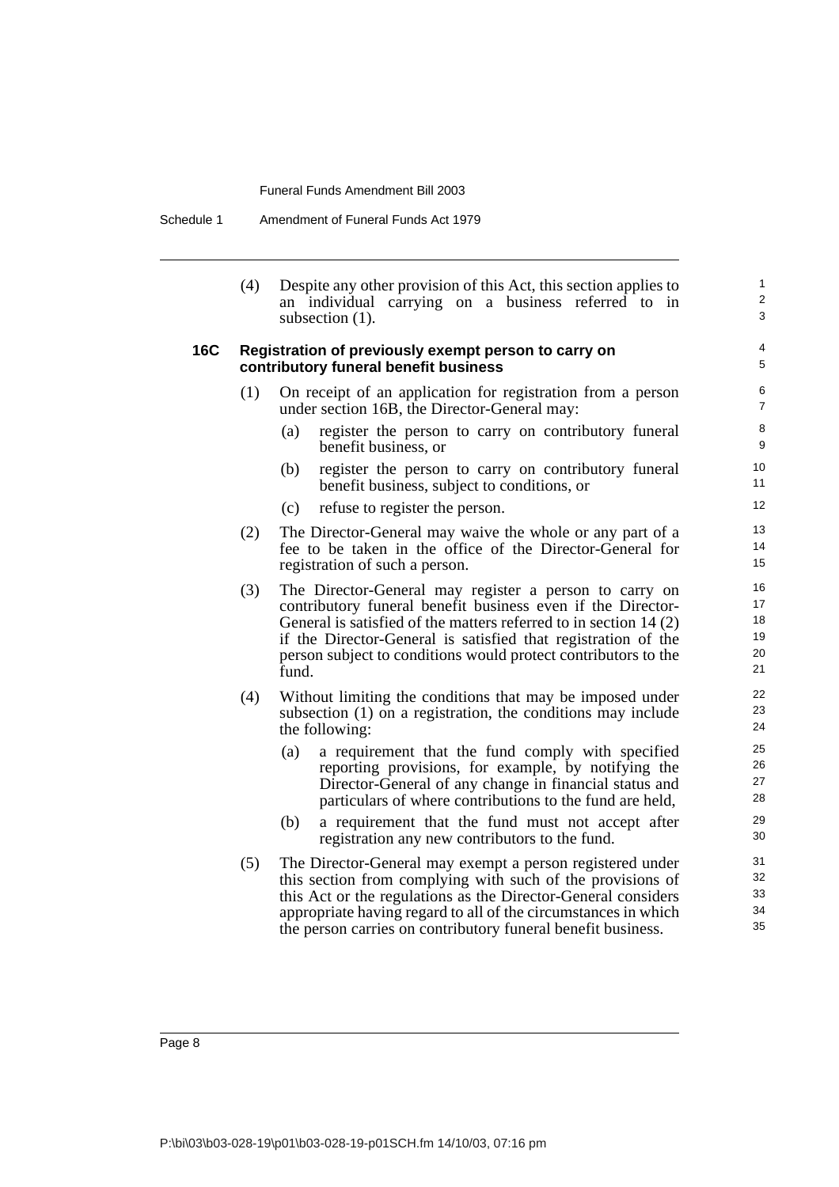(4) Despite any other provision of this Act, this section applies to an individual carrying on a business referred to in subsection (1).

**16C Registration of previously exempt person to carry on contributory funeral benefit business**

(1) On receipt of an application for registration from a person under section 16B, the Director-General may:

- (a) register the person to carry on contributory funeral benefit business, or
- (b) register the person to carry on contributory funeral benefit business, subject to conditions, or
- (c) refuse to register the person.

(2) The Director-General may waive the whole or any part of a fee to be taken in the office of the Director-General for registration of such a person.

(3) The Director-General may register a person to carry on contributory funeral benefit business even if the Director-General is satisfied of the matters referred to in section 14 (2) if the Director-General is satisfied that registration of the person subject to conditions would protect contributors to the fund.

(4) Without limiting the conditions that may be imposed under subsection (1) on a registration, the conditions may include the following:

- (a) a requirement that the fund comply with specified reporting provisions, for example, by notifying the Director-General of any change in financial status and particulars of where contributions to the fund are held,
- (b) a requirement that the fund must not accept after registration any new contributors to the fund.

(5) The Director-General may exempt a person registered under this section from complying with such of the provisions of this Act or the regulations as the Director-General considers appropriate having regard to all of the circumstances in which the person carries on contributory funeral benefit business.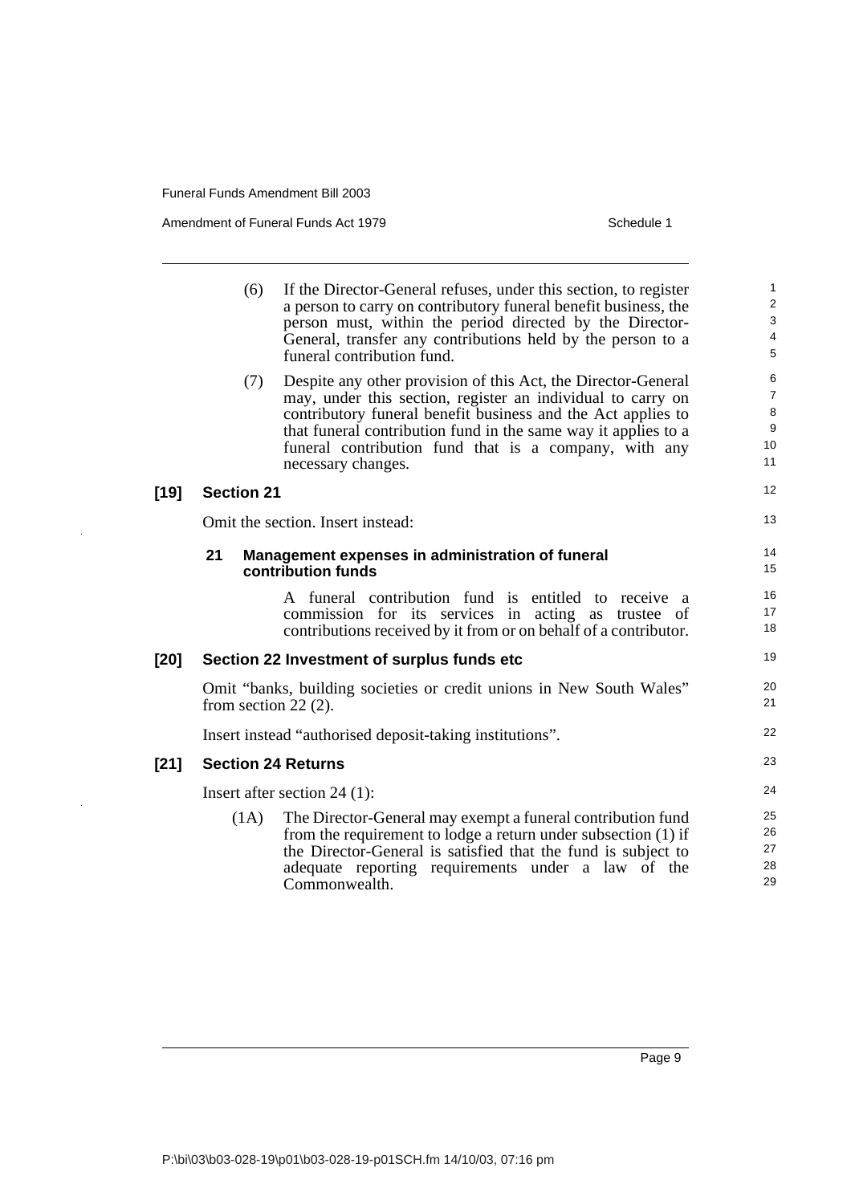(6) If the Director-General refuses, under this section, to register a person to carry on contributory funeral benefit business, the person must, within the period directed by the Director-General, transfer any contributions held by the person to a funeral contribution fund.

(7) Despite any other provision of this Act, the Director-General may, under this section, register an individual to carry on contributory funeral benefit business and the Act applies to that funeral contribution fund in the same way it applies to a funeral contribution fund that is a company, with any necessary changes.

### [19] Section 21

Omit the section. Insert instead:

#### 21 Management expenses in administration of funeral contribution funds

A funeral contribution fund is entitled to receive a commission for its services in acting as trustee of contributions received by it from or on behalf of a contributor.

### [20] Section 22 Investment of surplus funds etc

Omit "banks, building societies or credit unions in New South Wales" from section 22 (2).

Insert instead "authorised deposit-taking institutions".

### [21] Section 24 Returns

Insert after section 24 (1):

(1A) The Director-General may exempt a funeral contribution fund from the requirement to lodge a return under subsection (1) if the Director-General is satisfied that the fund is subject to adequate reporting requirements under a law of the Commonwealth.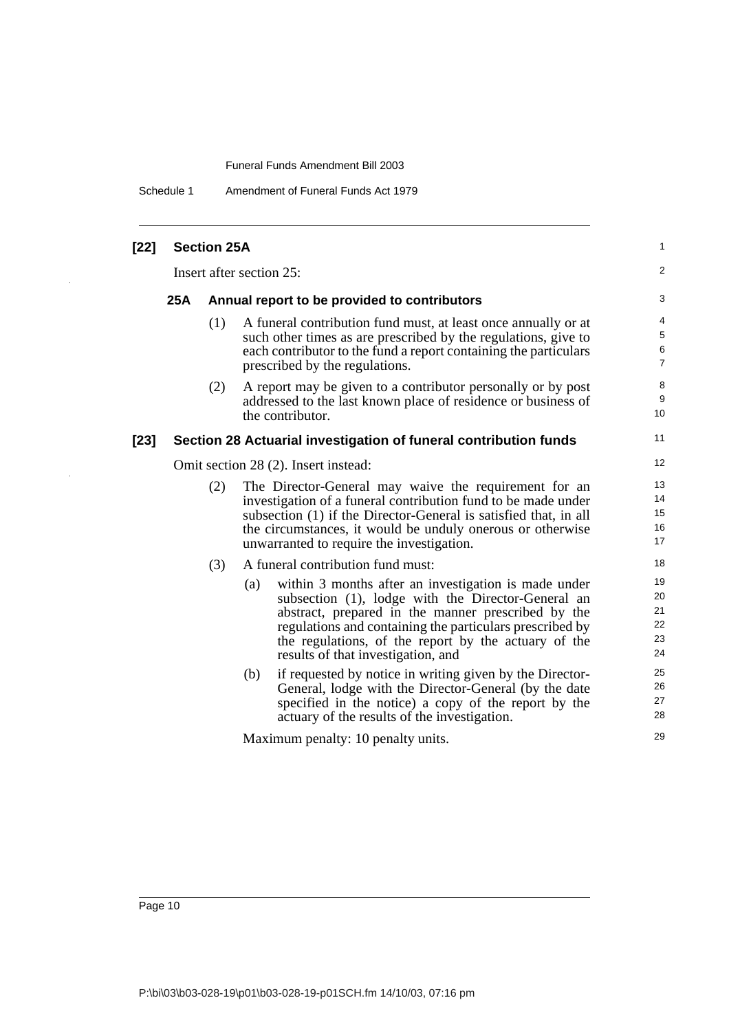**[22] Section 25A**

Insert after section 25:

**25A Annual report to be provided to contributors**

(1) A funeral contribution fund must, at least once annually or at such other times as are prescribed by the regulations, give to each contributor to the fund a report containing the particulars prescribed by the regulations.

(2) A report may be given to a contributor personally or by post addressed to the last known place of residence or business of the contributor.

**[23] Section 28 Actuarial investigation of funeral contribution funds**

Omit section 28 (2). Insert instead:

(2) The Director-General may waive the requirement for an investigation of a funeral contribution fund to be made under subsection (1) if the Director-General is satisfied that, in all the circumstances, it would be unduly onerous or otherwise unwarranted to require the investigation.

(3) A funeral contribution fund must:

(a) within 3 months after an investigation is made under subsection (1), lodge with the Director-General an abstract, prepared in the manner prescribed by the regulations and containing the particulars prescribed by the regulations, of the report by the actuary of the results of that investigation, and

(b) if requested by notice in writing given by the Director-General, lodge with the Director-General (by the date specified in the notice) a copy of the report by the actuary of the results of the investigation.

Maximum penalty: 10 penalty units.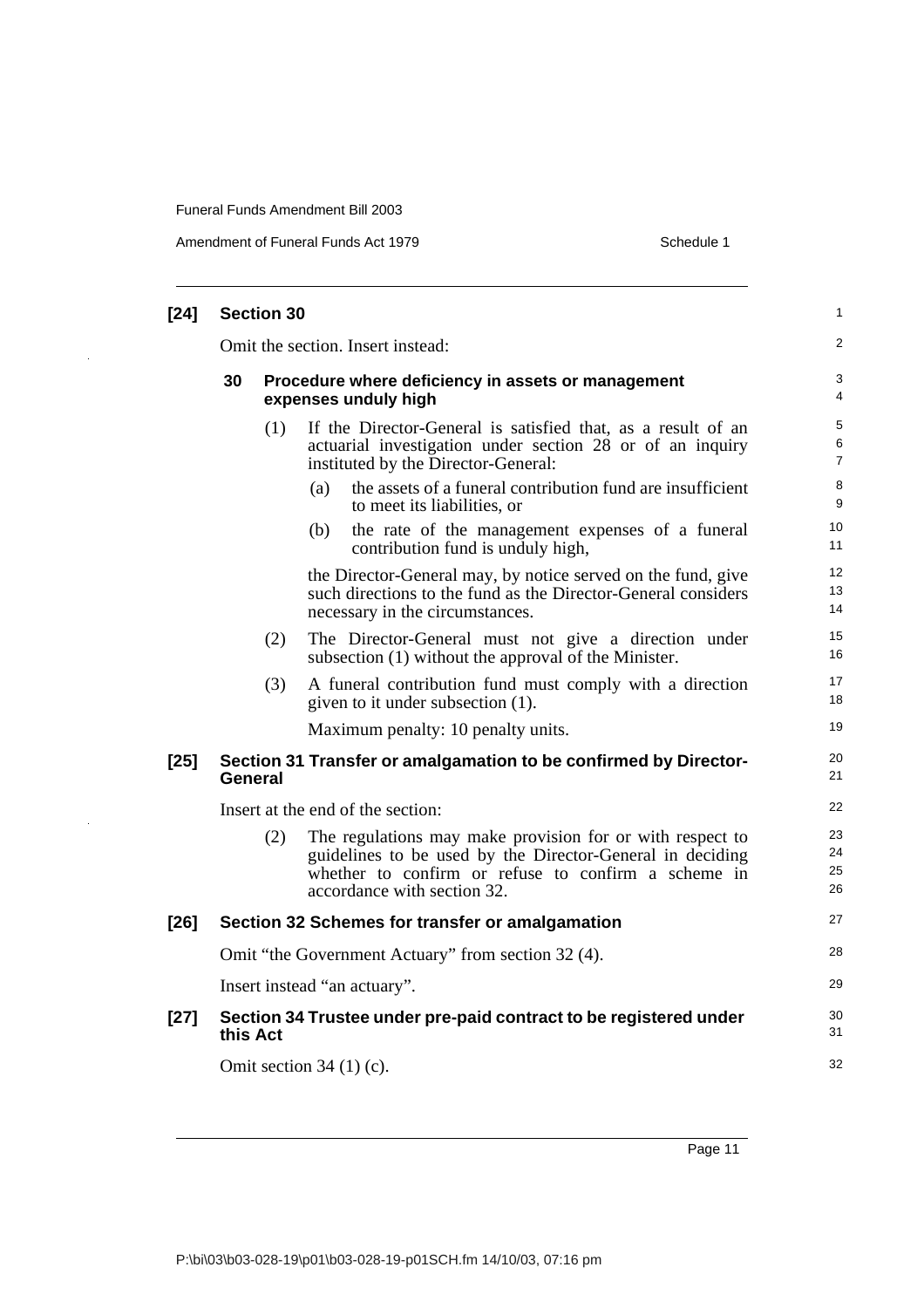### [24] Section 30

Omit the section. Insert instead:

#### 30 Procedure where deficiency in assets or management expenses unduly high

(1) If the Director-General is satisfied that, as a result of an actuarial investigation under section 28 or of an inquiry instituted by the Director-General:

(a) the assets of a funeral contribution fund are insufficient to meet its liabilities, or

(b) the rate of the management expenses of a funeral contribution fund is unduly high,

the Director-General may, by notice served on the fund, give such directions to the fund as the Director-General considers necessary in the circumstances.

(2) The Director-General must not give a direction under subsection (1) without the approval of the Minister.

(3) A funeral contribution fund must comply with a direction given to it under subsection (1).

Maximum penalty: 10 penalty units.

### [25] Section 31 Transfer or amalgamation to be confirmed by Director-General

Insert at the end of the section:

(2) The regulations may make provision for or with respect to guidelines to be used by the Director-General in deciding whether to confirm or refuse to confirm a scheme in accordance with section 32.

### [26] Section 32 Schemes for transfer or amalgamation

Omit "the Government Actuary" from section 32 (4).

Insert instead "an actuary".

### [27] Section 34 Trustee under pre-paid contract to be registered under this Act

Omit section 34 (1) (c).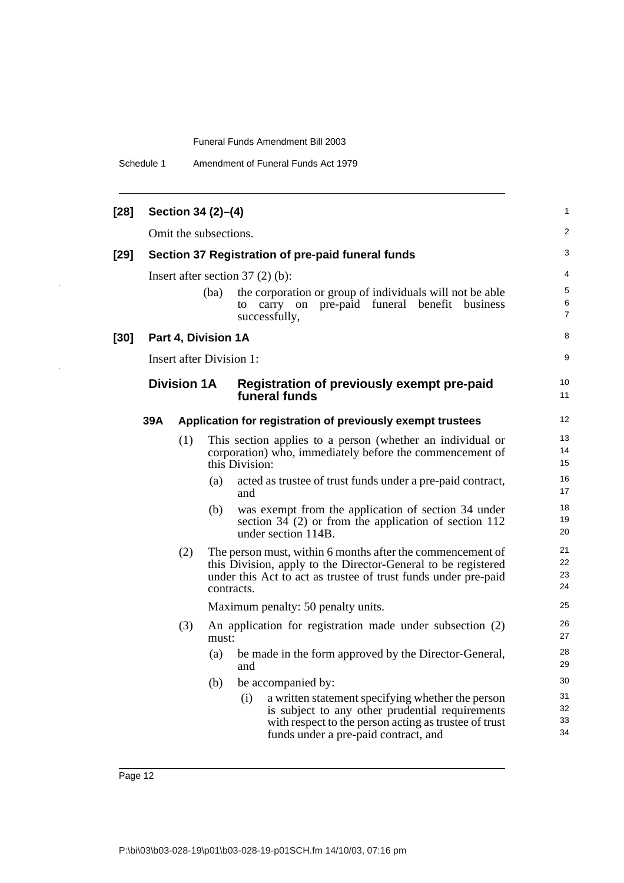**[28] Section 34 (2)–(4)**

Omit the subsections.

**[29] Section 37 Registration of pre-paid funeral funds**

Insert after section 37 (2) (b):

> (ba) the corporation or group of individuals will not be able to carry on pre-paid funeral benefit business successfully,

**[30] Part 4, Division 1A**

Insert after Division 1:

## Division 1A Registration of previously exempt pre-paid funeral funds

### 39A Application for registration of previously exempt trustees

(1) This section applies to a person (whether an individual or corporation) who, immediately before the commencement of this Division:

- (a) acted as trustee of trust funds under a pre-paid contract, and
- (b) was exempt from the application of section 34 under section 34 (2) or from the application of section 112 under section 114B.

(2) The person must, within 6 months after the commencement of this Division, apply to the Director-General to be registered under this Act to act as trustee of trust funds under pre-paid contracts.

Maximum penalty: 50 penalty units.

(3) An application for registration made under subsection (2) must:

- (a) be made in the form approved by the Director-General, and
- (b) be accompanied by:
  - (i) a written statement specifying whether the person is subject to any other prudential requirements with respect to the person acting as trustee of trust funds under a pre-paid contract, and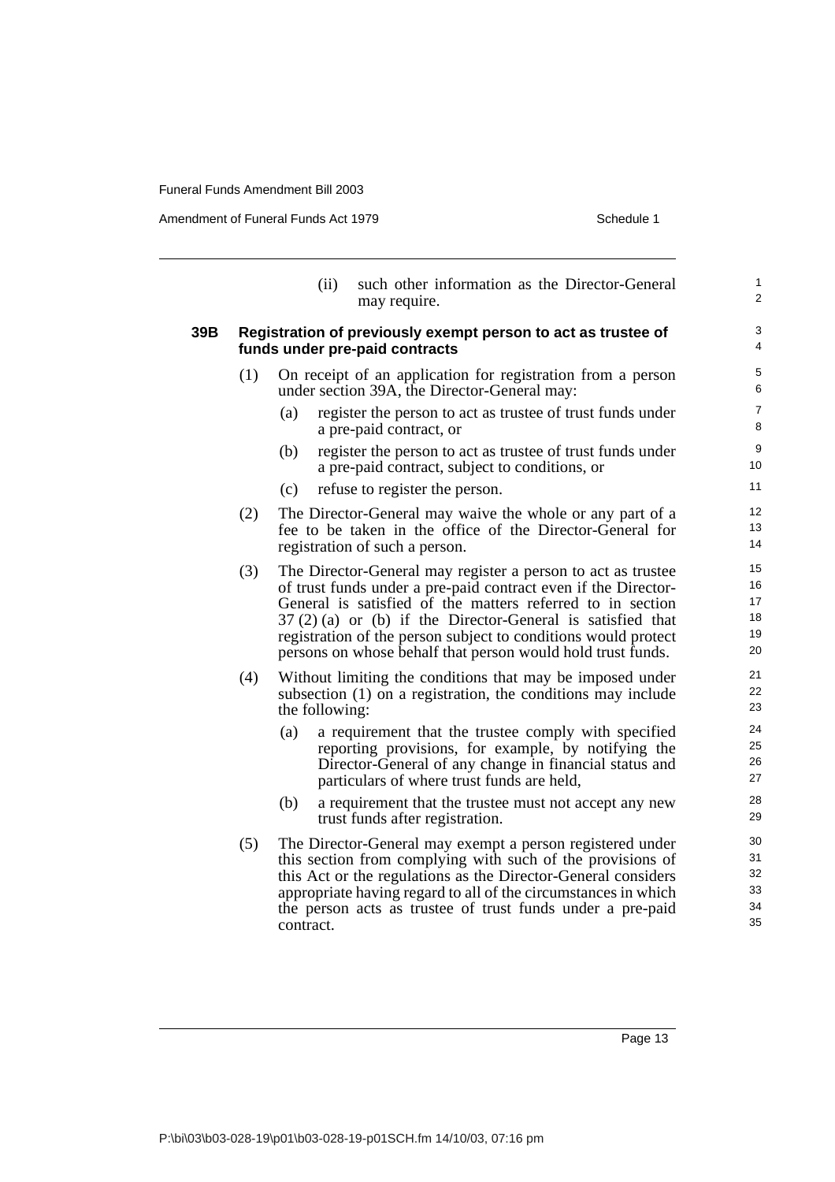(ii) such other information as the Director-General may require.

**39B Registration of previously exempt person to act as trustee of funds under pre-paid contracts**

(1) On receipt of an application for registration from a person under section 39A, the Director-General may:

(a) register the person to act as trustee of trust funds under a pre-paid contract, or

(b) register the person to act as trustee of trust funds under a pre-paid contract, subject to conditions, or

(c) refuse to register the person.

(2) The Director-General may waive the whole or any part of a fee to be taken in the office of the Director-General for registration of such a person.

(3) The Director-General may register a person to act as trustee of trust funds under a pre-paid contract even if the Director-General is satisfied of the matters referred to in section 37 (2) (a) or (b) if the Director-General is satisfied that registration of the person subject to conditions would protect persons on whose behalf that person would hold trust funds.

(4) Without limiting the conditions that may be imposed under subsection (1) on a registration, the conditions may include the following:

(a) a requirement that the trustee comply with specified reporting provisions, for example, by notifying the Director-General of any change in financial status and particulars of where trust funds are held,

(b) a requirement that the trustee must not accept any new trust funds after registration.

(5) The Director-General may exempt a person registered under this section from complying with such of the provisions of this Act or the regulations as the Director-General considers appropriate having regard to all of the circumstances in which the person acts as trustee of trust funds under a pre-paid contract.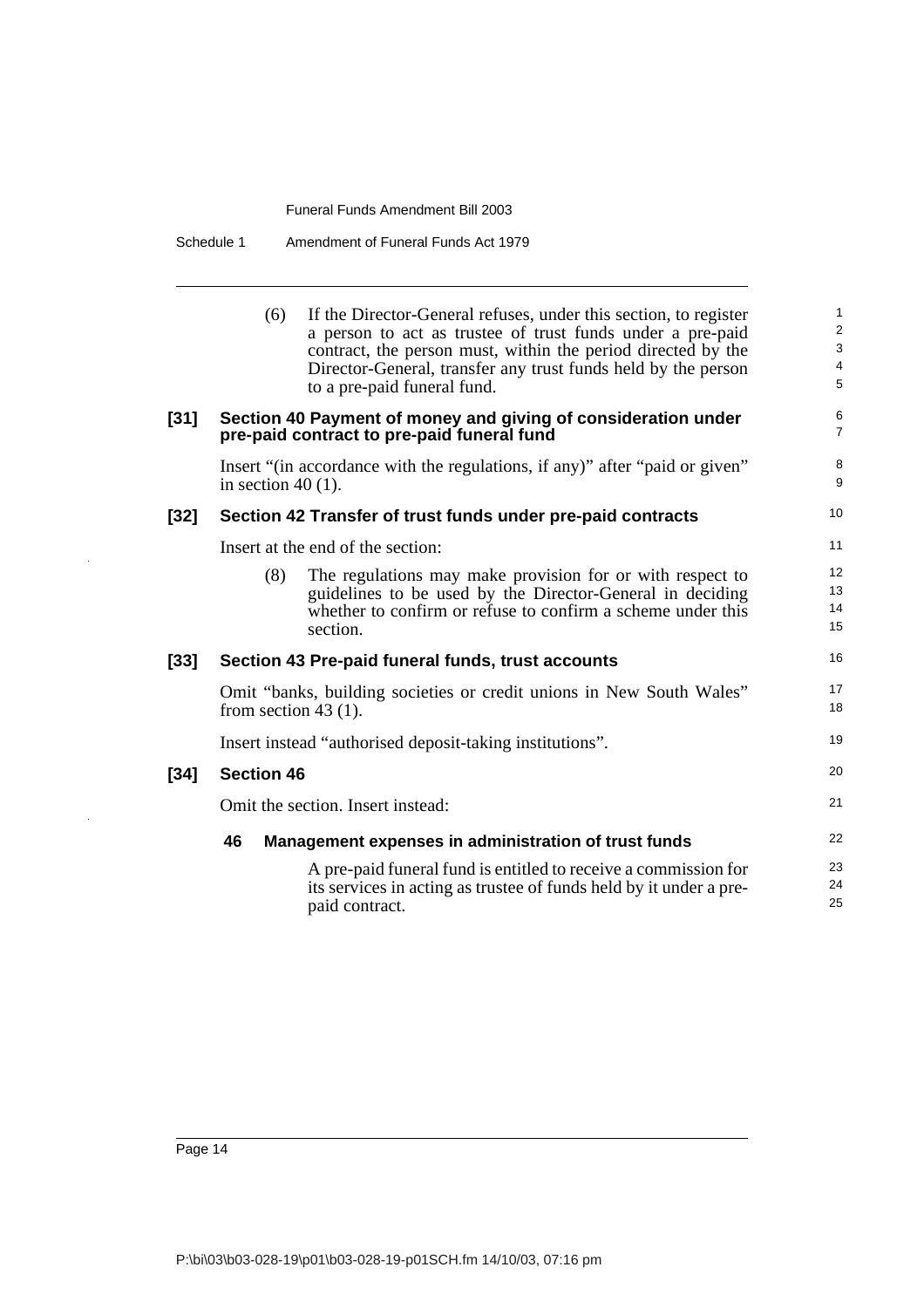(6) If the Director-General refuses, under this section, to register a person to act as trustee of trust funds under a pre-paid contract, the person must, within the period directed by the Director-General, transfer any trust funds held by the person to a pre-paid funeral fund.

**[31] Section 40 Payment of money and giving of consideration under pre-paid contract to pre-paid funeral fund**

Insert "(in accordance with the regulations, if any)" after "paid or given" in section 40 (1).

**[32] Section 42 Transfer of trust funds under pre-paid contracts**

Insert at the end of the section:

(8) The regulations may make provision for or with respect to guidelines to be used by the Director-General in deciding whether to confirm or refuse to confirm a scheme under this section.

**[33] Section 43 Pre-paid funeral funds, trust accounts**

Omit "banks, building societies or credit unions in New South Wales" from section 43 (1).

Insert instead "authorised deposit-taking institutions".

**[34] Section 46**

Omit the section. Insert instead:

**46 Management expenses in administration of trust funds**

A pre-paid funeral fund is entitled to receive a commission for its services in acting as trustee of funds held by it under a pre-paid contract.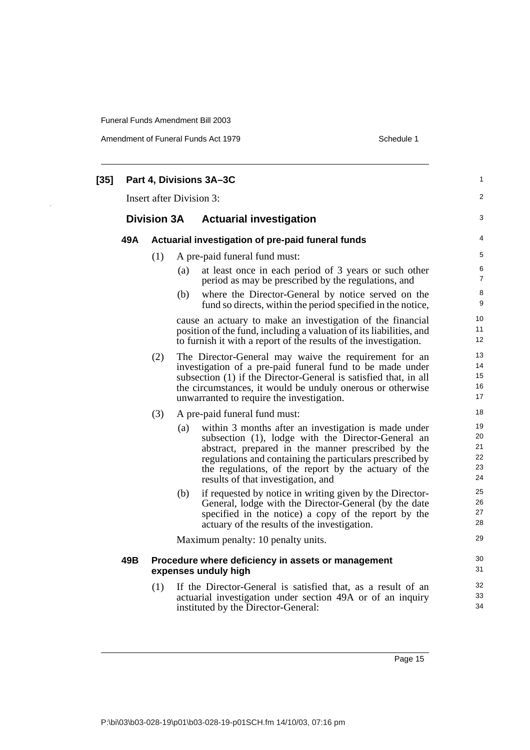**[35] Part 4, Divisions 3A–3C**

Insert after Division 3:

## Division 3A Actuarial investigation

### 49A Actuarial investigation of pre-paid funeral funds

(1) A pre-paid funeral fund must:

(a) at least once in each period of 3 years or such other period as may be prescribed by the regulations, and

(b) where the Director-General by notice served on the fund so directs, within the period specified in the notice,

cause an actuary to make an investigation of the financial position of the fund, including a valuation of its liabilities, and to furnish it with a report of the results of the investigation.

(2) The Director-General may waive the requirement for an investigation of a pre-paid funeral fund to be made under subsection (1) if the Director-General is satisfied that, in all the circumstances, it would be unduly onerous or otherwise unwarranted to require the investigation.

(3) A pre-paid funeral fund must:

(a) within 3 months after an investigation is made under subsection (1), lodge with the Director-General an abstract, prepared in the manner prescribed by the regulations and containing the particulars prescribed by the regulations, of the report by the actuary of the results of that investigation, and

(b) if requested by notice in writing given by the Director-General, lodge with the Director-General (by the date specified in the notice) a copy of the report by the actuary of the results of the investigation.

Maximum penalty: 10 penalty units.

### 49B Procedure where deficiency in assets or management expenses unduly high

(1) If the Director-General is satisfied that, as a result of an actuarial investigation under section 49A or of an inquiry instituted by the Director-General: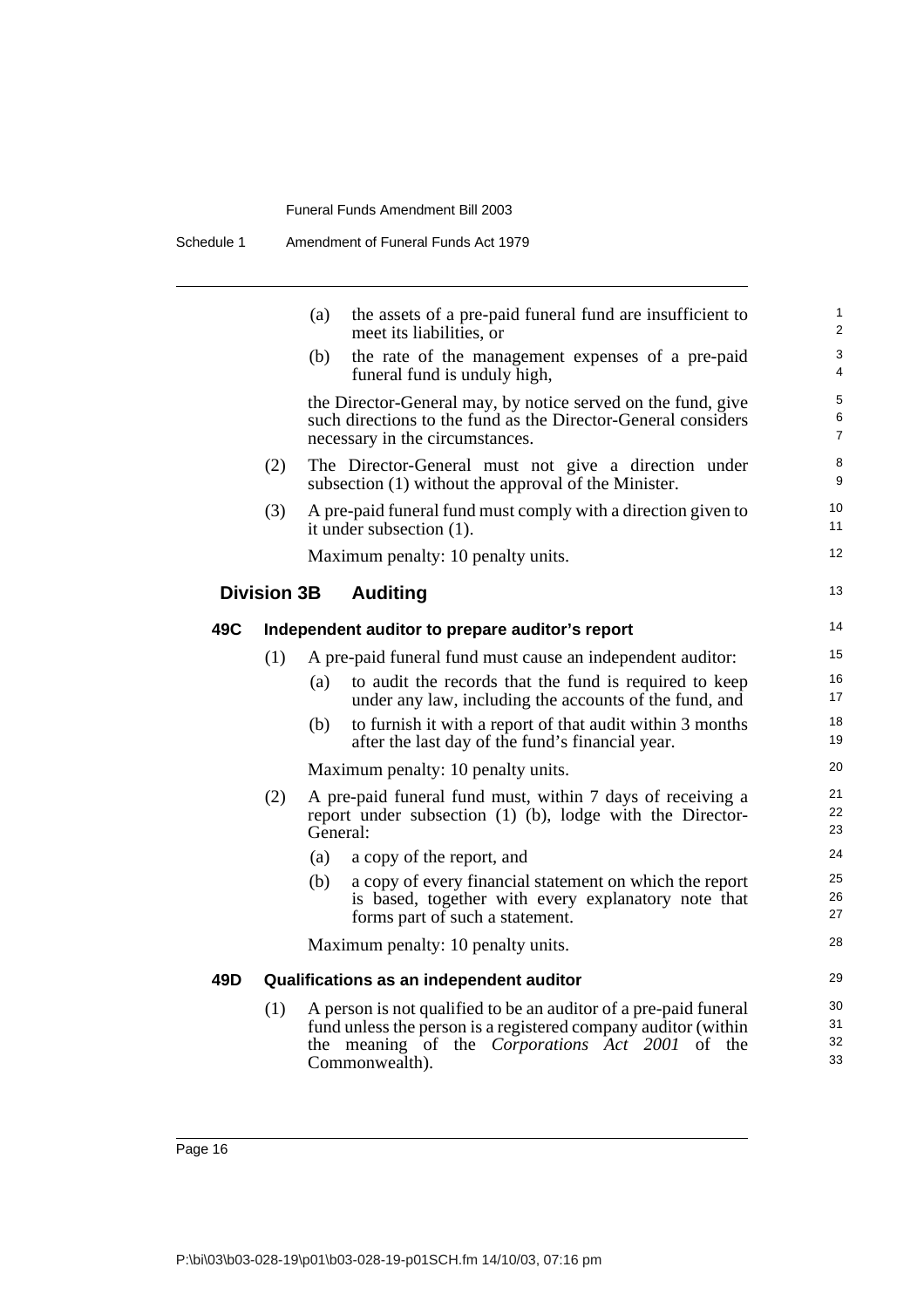(a) the assets of a pre-paid funeral fund are insufficient to meet its liabilities, or

(b) the rate of the management expenses of a pre-paid funeral fund is unduly high,

the Director-General may, by notice served on the fund, give such directions to the fund as the Director-General considers necessary in the circumstances.

(2) The Director-General must not give a direction under subsection (1) without the approval of the Minister.

(3) A pre-paid funeral fund must comply with a direction given to it under subsection (1).

Maximum penalty: 10 penalty units.

## Division 3B Auditing

### 49C Independent auditor to prepare auditor's report

(1) A pre-paid funeral fund must cause an independent auditor:

(a) to audit the records that the fund is required to keep under any law, including the accounts of the fund, and

(b) to furnish it with a report of that audit within 3 months after the last day of the fund's financial year.

Maximum penalty: 10 penalty units.

(2) A pre-paid funeral fund must, within 7 days of receiving a report under subsection (1) (b), lodge with the Director-General:

(a) a copy of the report, and

(b) a copy of every financial statement on which the report is based, together with every explanatory note that forms part of such a statement.

Maximum penalty: 10 penalty units.

### 49D Qualifications as an independent auditor

(1) A person is not qualified to be an auditor of a pre-paid funeral fund unless the person is a registered company auditor (within the meaning of the *Corporations Act 2001* of the Commonwealth).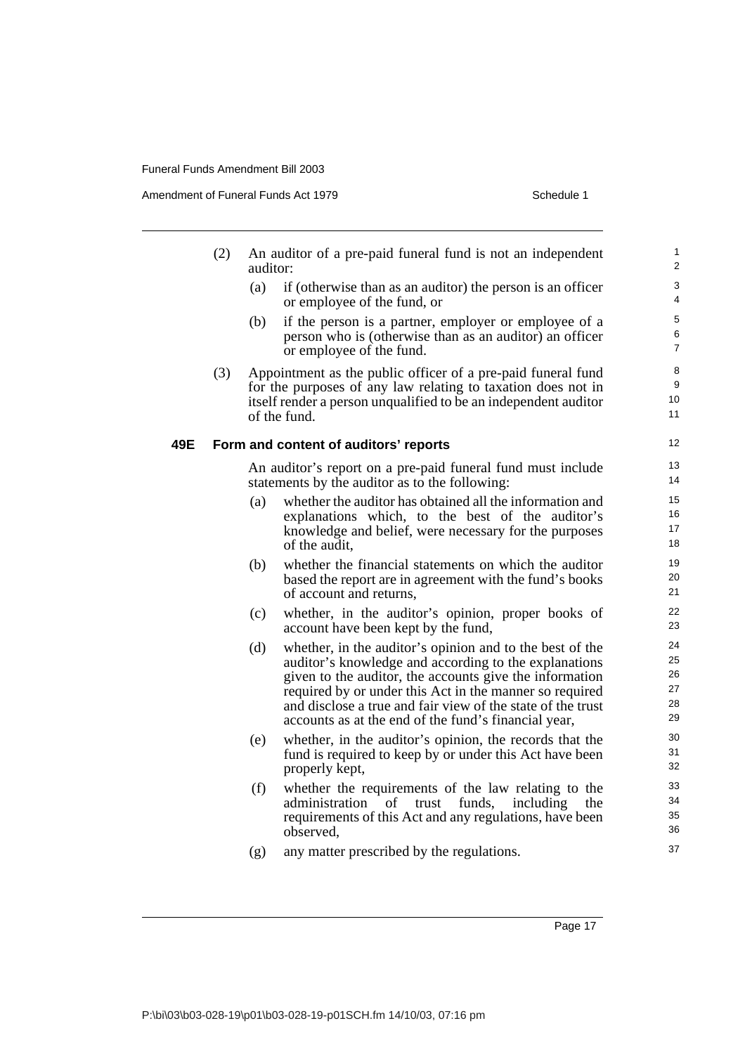(2) An auditor of a pre-paid funeral fund is not an independent auditor:

  (a) if (otherwise than as an auditor) the person is an officer or employee of the fund, or

  (b) if the person is a partner, employer or employee of a person who is (otherwise than as an auditor) an officer or employee of the fund.

(3) Appointment as the public officer of a pre-paid funeral fund for the purposes of any law relating to taxation does not in itself render a person unqualified to be an independent auditor of the fund.

### 49E Form and content of auditors' reports

An auditor's report on a pre-paid funeral fund must include statements by the auditor as to the following:

  (a) whether the auditor has obtained all the information and explanations which, to the best of the auditor's knowledge and belief, were necessary for the purposes of the audit,

  (b) whether the financial statements on which the auditor based the report are in agreement with the fund's books of account and returns,

  (c) whether, in the auditor's opinion, proper books of account have been kept by the fund,

  (d) whether, in the auditor's opinion and to the best of the auditor's knowledge and according to the explanations given to the auditor, the accounts give the information required by or under this Act in the manner so required and disclose a true and fair view of the state of the trust accounts as at the end of the fund's financial year,

  (e) whether, in the auditor's opinion, the records that the fund is required to keep by or under this Act have been properly kept,

  (f) whether the requirements of the law relating to the administration of trust funds, including the requirements of this Act and any regulations, have been observed,

  (g) any matter prescribed by the regulations.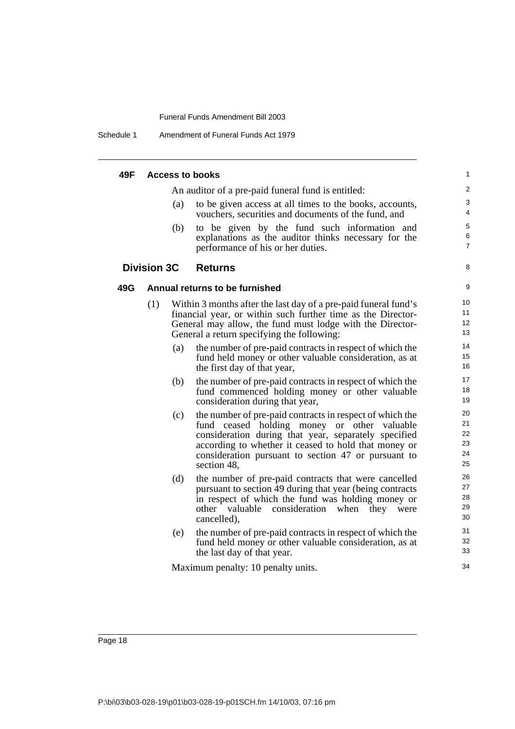#### 49F Access to books

An auditor of a pre-paid funeral fund is entitled:

(a) to be given access at all times to the books, accounts, vouchers, securities and documents of the fund, and

(b) to be given by the fund such information and explanations as the auditor thinks necessary for the performance of his or her duties.

### Division 3C Returns

#### 49G Annual returns to be furnished

(1) Within 3 months after the last day of a pre-paid funeral fund's financial year, or within such further time as the Director-General may allow, the fund must lodge with the Director-General a return specifying the following:

(a) the number of pre-paid contracts in respect of which the fund held money or other valuable consideration, as at the first day of that year,

(b) the number of pre-paid contracts in respect of which the fund commenced holding money or other valuable consideration during that year,

(c) the number of pre-paid contracts in respect of which the fund ceased holding money or other valuable consideration during that year, separately specified according to whether it ceased to hold that money or consideration pursuant to section 47 or pursuant to section 48,

(d) the number of pre-paid contracts that were cancelled pursuant to section 49 during that year (being contracts in respect of which the fund was holding money or other valuable consideration when they were cancelled),

(e) the number of pre-paid contracts in respect of which the fund held money or other valuable consideration, as at the last day of that year.

Maximum penalty: 10 penalty units.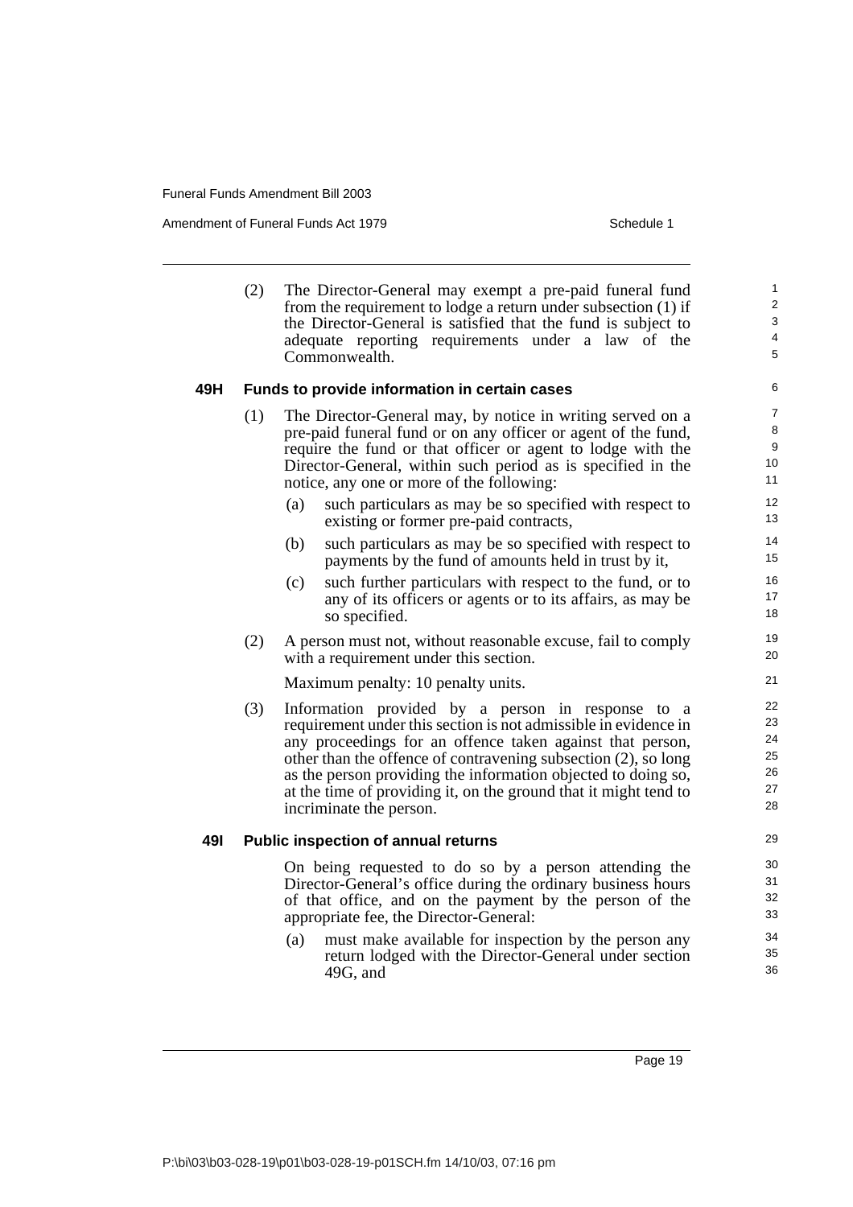(2) The Director-General may exempt a pre-paid funeral fund from the requirement to lodge a return under subsection (1) if the Director-General is satisfied that the fund is subject to adequate reporting requirements under a law of the Commonwealth.

### 49H Funds to provide information in certain cases

(1) The Director-General may, by notice in writing served on a pre-paid funeral fund or on any officer or agent of the fund, require the fund or that officer or agent to lodge with the Director-General, within such period as is specified in the notice, any one or more of the following:

- (a) such particulars as may be so specified with respect to existing or former pre-paid contracts,
- (b) such particulars as may be so specified with respect to payments by the fund of amounts held in trust by it,
- (c) such further particulars with respect to the fund, or to any of its officers or agents or to its affairs, as may be so specified.

(2) A person must not, without reasonable excuse, fail to comply with a requirement under this section.

Maximum penalty: 10 penalty units.

(3) Information provided by a person in response to a requirement under this section is not admissible in evidence in any proceedings for an offence taken against that person, other than the offence of contravening subsection (2), so long as the person providing the information objected to doing so, at the time of providing it, on the ground that it might tend to incriminate the person.

### 49I Public inspection of annual returns

On being requested to do so by a person attending the Director-General's office during the ordinary business hours of that office, and on the payment by the person of the appropriate fee, the Director-General:

- (a) must make available for inspection by the person any return lodged with the Director-General under section 49G, and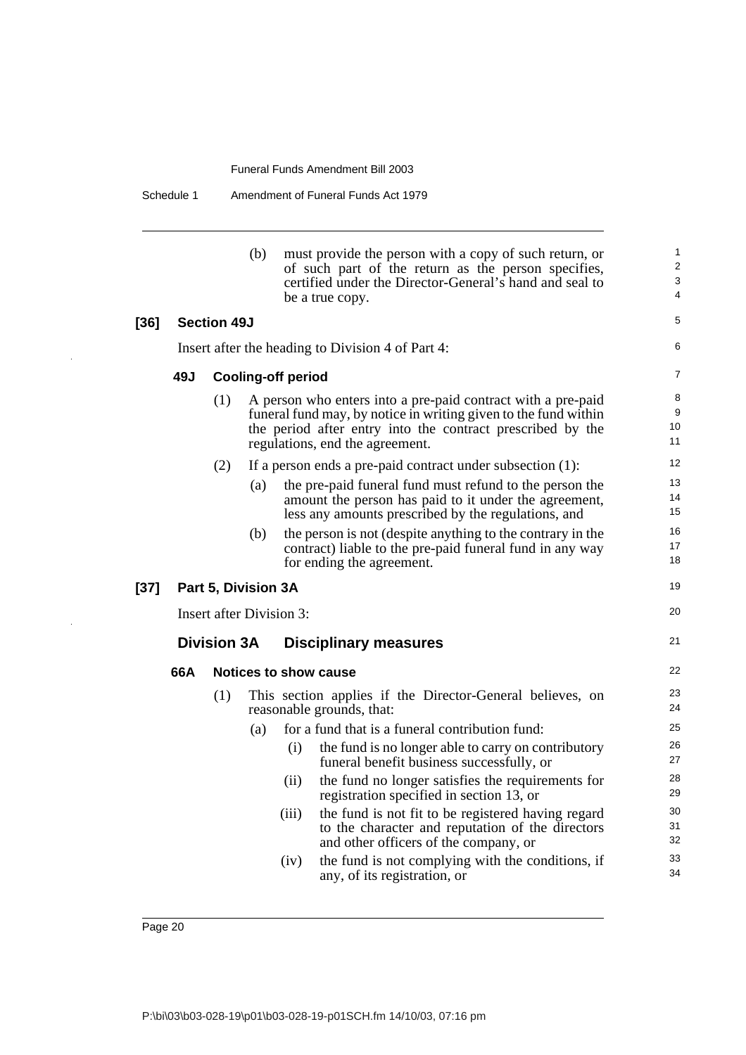(b) must provide the person with a copy of such return, or of such part of the return as the person specifies, certified under the Director-General's hand and seal to be a true copy.

**[36] Section 49J**

Insert after the heading to Division 4 of Part 4:

**49J Cooling-off period**

(1) A person who enters into a pre-paid contract with a pre-paid funeral fund may, by notice in writing given to the fund within the period after entry into the contract prescribed by the regulations, end the agreement.

(2) If a person ends a pre-paid contract under subsection (1):

(a) the pre-paid funeral fund must refund to the person the amount the person has paid to it under the agreement, less any amounts prescribed by the regulations, and

(b) the person is not (despite anything to the contrary in the contract) liable to the pre-paid funeral fund in any way for ending the agreement.

**[37] Part 5, Division 3A**

Insert after Division 3:

## Division 3A Disciplinary measures

**66A Notices to show cause**

(1) This section applies if the Director-General believes, on reasonable grounds, that:

(a) for a fund that is a funeral contribution fund:

(i) the fund is no longer able to carry on contributory funeral benefit business successfully, or

(ii) the fund no longer satisfies the requirements for registration specified in section 13, or

(iii) the fund is not fit to be registered having regard to the character and reputation of the directors and other officers of the company, or

(iv) the fund is not complying with the conditions, if any, of its registration, or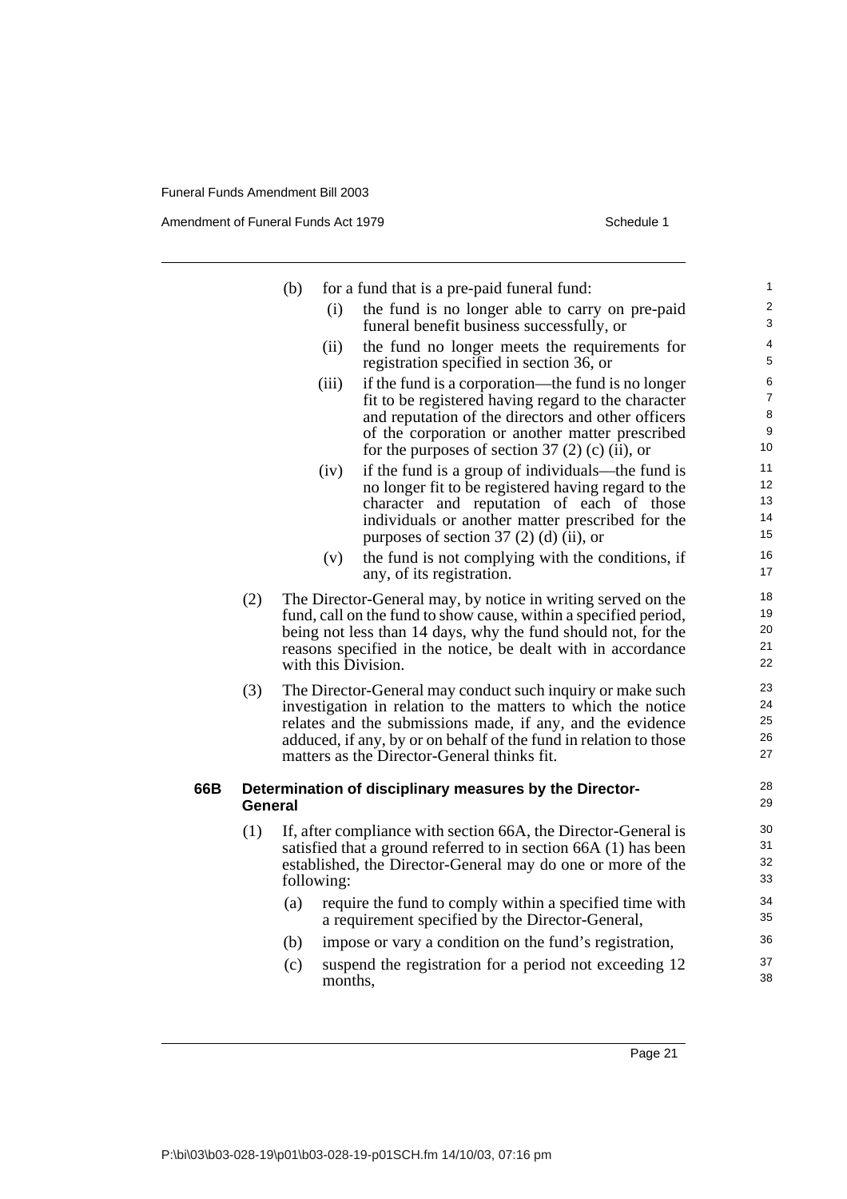(b) for a fund that is a pre-paid funeral fund:

   (i) the fund is no longer able to carry on pre-paid funeral benefit business successfully, or

   (ii) the fund no longer meets the requirements for registration specified in section 36, or

   (iii) if the fund is a corporation—the fund is no longer fit to be registered having regard to the character and reputation of the directors and other officers of the corporation or another matter prescribed for the purposes of section 37 (2) (c) (ii), or

   (iv) if the fund is a group of individuals—the fund is no longer fit to be registered having regard to the character and reputation of each of those individuals or another matter prescribed for the purposes of section 37 (2) (d) (ii), or

   (v) the fund is not complying with the conditions, if any, of its registration.

(2) The Director-General may, by notice in writing served on the fund, call on the fund to show cause, within a specified period, being not less than 14 days, why the fund should not, for the reasons specified in the notice, be dealt with in accordance with this Division.

(3) The Director-General may conduct such inquiry or make such investigation in relation to the matters to which the notice relates and the submissions made, if any, and the evidence adduced, if any, by or on behalf of the fund in relation to those matters as the Director-General thinks fit.

**66B Determination of disciplinary measures by the Director-General**

(1) If, after compliance with section 66A, the Director-General is satisfied that a ground referred to in section 66A (1) has been established, the Director-General may do one or more of the following:

   (a) require the fund to comply within a specified time with a requirement specified by the Director-General,

   (b) impose or vary a condition on the fund's registration,

   (c) suspend the registration for a period not exceeding 12 months,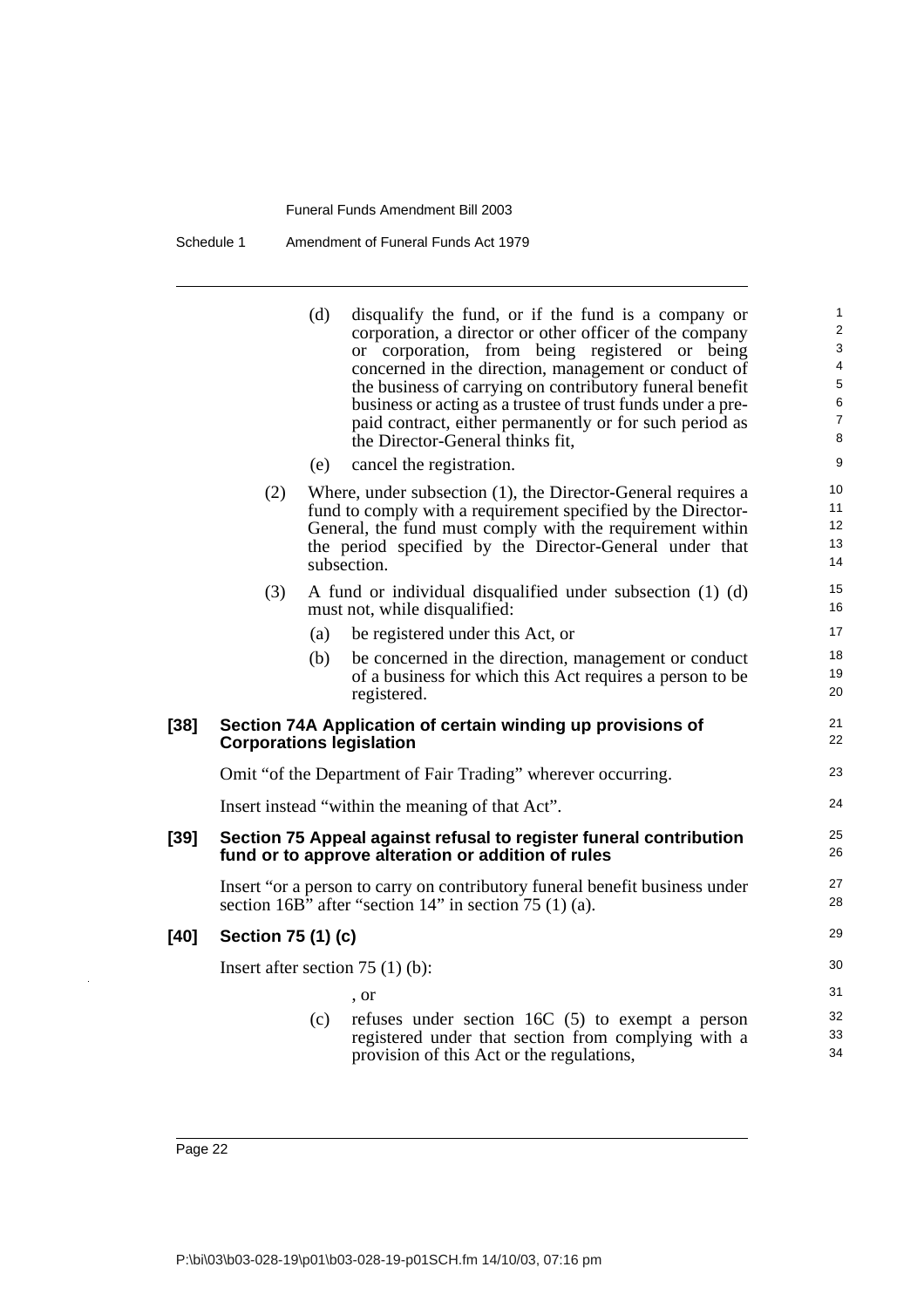(d) disqualify the fund, or if the fund is a company or corporation, a director or other officer of the company or corporation, from being registered or being concerned in the direction, management or conduct of the business of carrying on contributory funeral benefit business or acting as a trustee of trust funds under a pre-paid contract, either permanently or for such period as the Director-General thinks fit,

(e) cancel the registration.

(2) Where, under subsection (1), the Director-General requires a fund to comply with a requirement specified by the Director-General, the fund must comply with the requirement within the period specified by the Director-General under that subsection.

(3) A fund or individual disqualified under subsection (1) (d) must not, while disqualified:

(a) be registered under this Act, or

(b) be concerned in the direction, management or conduct of a business for which this Act requires a person to be registered.

### [38] Section 74A Application of certain winding up provisions of Corporations legislation

Omit "of the Department of Fair Trading" wherever occurring.

Insert instead "within the meaning of that Act".

### [39] Section 75 Appeal against refusal to register funeral contribution fund or to approve alteration or addition of rules

Insert "or a person to carry on contributory funeral benefit business under section 16B" after "section 14" in section 75 (1) (a).

### [40] Section 75 (1) (c)

Insert after section 75 (1) (b):

, or

(c) refuses under section 16C (5) to exempt a person registered under that section from complying with a provision of this Act or the regulations,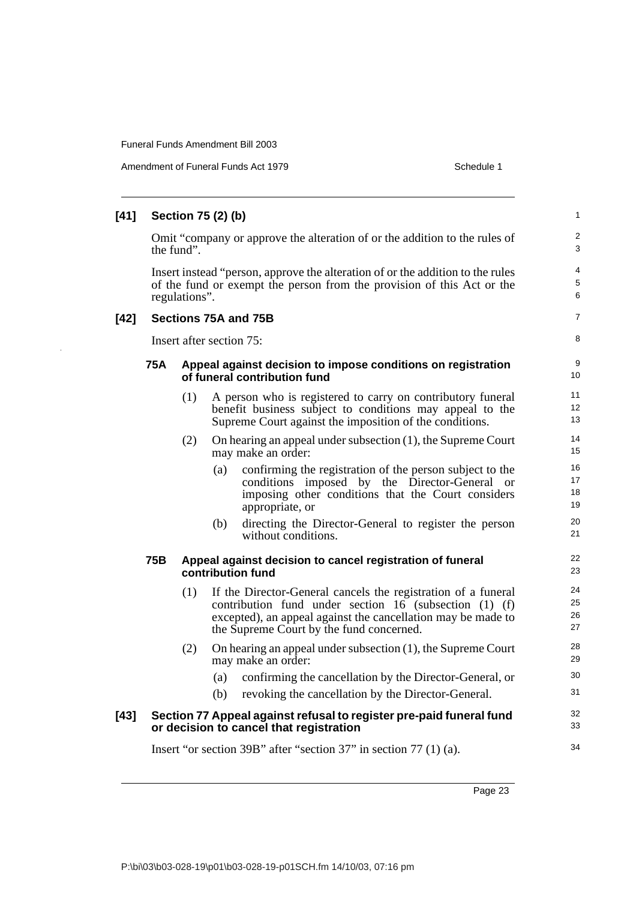## [41] Section 75 (2) (b)

Omit "company or approve the alteration of or the addition to the rules of the fund".

Insert instead "person, approve the alteration of or the addition to the rules of the fund or exempt the person from the provision of this Act or the regulations".

## [42] Sections 75A and 75B

Insert after section 75:

### 75A Appeal against decision to impose conditions on registration of funeral contribution fund

(1) A person who is registered to carry on contributory funeral benefit business subject to conditions may appeal to the Supreme Court against the imposition of the conditions.

(2) On hearing an appeal under subsection (1), the Supreme Court may make an order:

(a) confirming the registration of the person subject to the conditions imposed by the Director-General or imposing other conditions that the Court considers appropriate, or

(b) directing the Director-General to register the person without conditions.

### 75B Appeal against decision to cancel registration of funeral contribution fund

(1) If the Director-General cancels the registration of a funeral contribution fund under section 16 (subsection (1) (f) excepted), an appeal against the cancellation may be made to the Supreme Court by the fund concerned.

(2) On hearing an appeal under subsection (1), the Supreme Court may make an order:

(a) confirming the cancellation by the Director-General, or

(b) revoking the cancellation by the Director-General.

## [43] Section 77 Appeal against refusal to register pre-paid funeral fund or decision to cancel that registration

Insert "or section 39B" after "section 37" in section 77 (1) (a).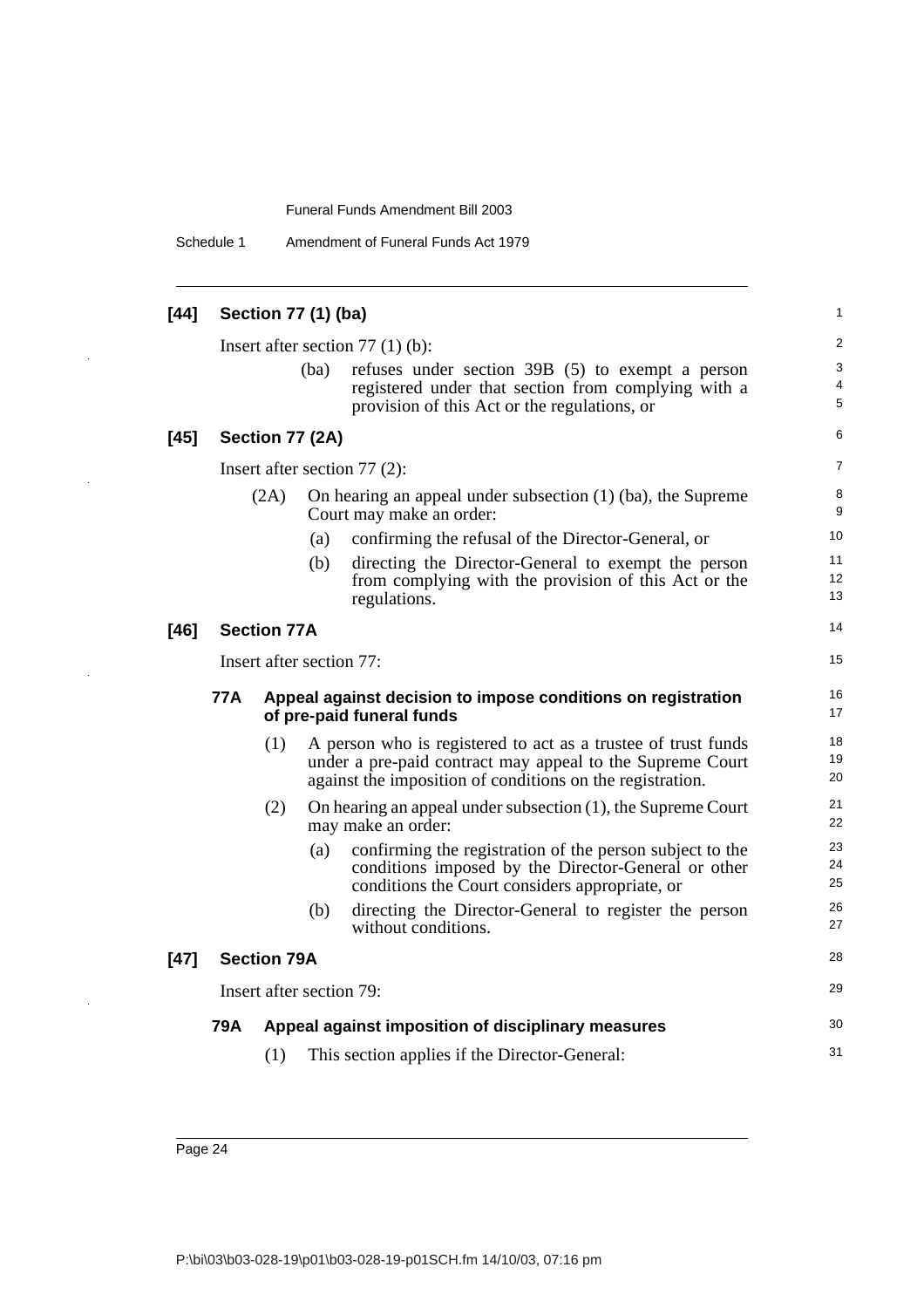**[44] Section 77 (1) (ba)**

Insert after section 77 (1) (b):

(ba) refuses under section 39B (5) to exempt a person registered under that section from complying with a provision of this Act or the regulations, or

**[45] Section 77 (2A)**

Insert after section 77 (2):

(2A) On hearing an appeal under subsection (1) (ba), the Supreme Court may make an order:

(a) confirming the refusal of the Director-General, or

(b) directing the Director-General to exempt the person from complying with the provision of this Act or the regulations.

**[46] Section 77A**

Insert after section 77:

**77A Appeal against decision to impose conditions on registration of pre-paid funeral funds**

(1) A person who is registered to act as a trustee of trust funds under a pre-paid contract may appeal to the Supreme Court against the imposition of conditions on the registration.

(2) On hearing an appeal under subsection (1), the Supreme Court may make an order:

(a) confirming the registration of the person subject to the conditions imposed by the Director-General or other conditions the Court considers appropriate, or

(b) directing the Director-General to register the person without conditions.

**[47] Section 79A**

Insert after section 79:

**79A Appeal against imposition of disciplinary measures**

(1) This section applies if the Director-General: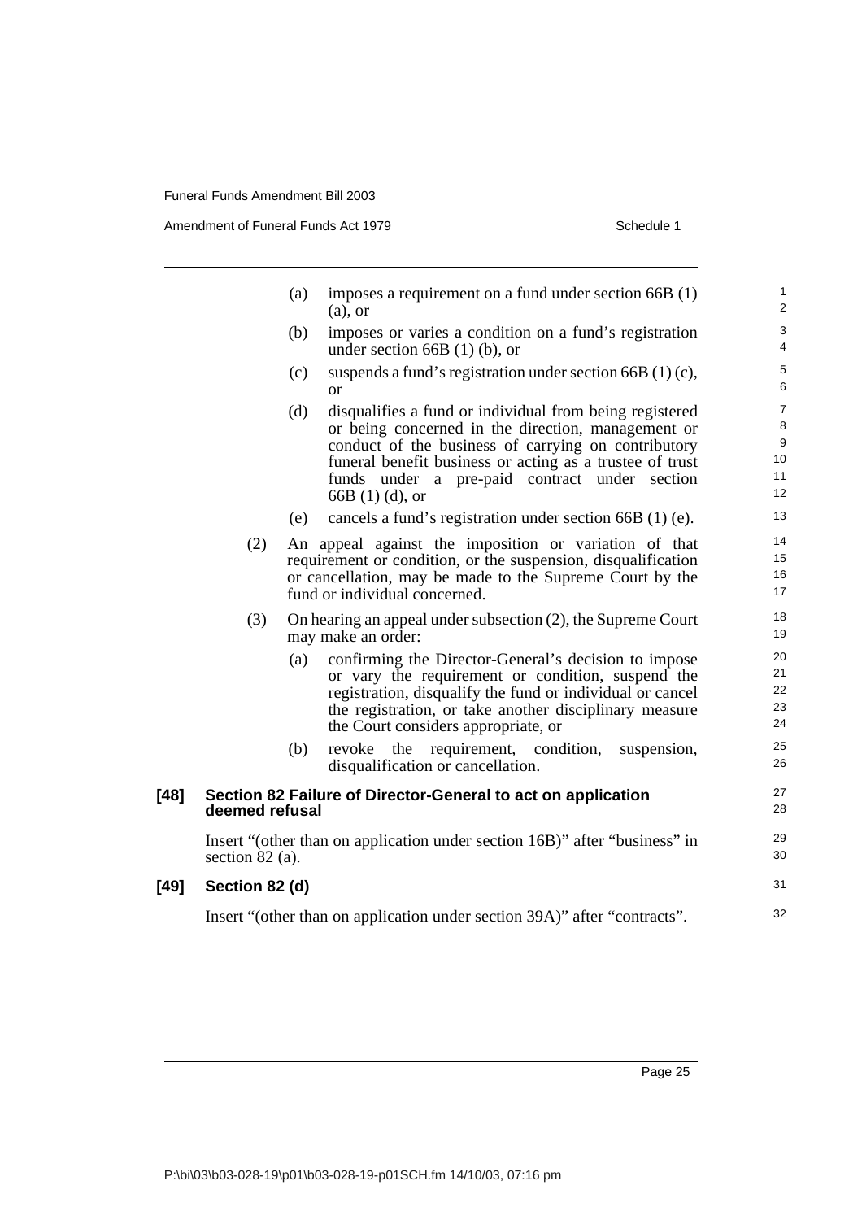(a) imposes a requirement on a fund under section 66B (1) (a), or

(b) imposes or varies a condition on a fund's registration under section 66B (1) (b), or

(c) suspends a fund's registration under section 66B (1) (c), or

(d) disqualifies a fund or individual from being registered or being concerned in the direction, management or conduct of the business of carrying on contributory funeral benefit business or acting as a trustee of trust funds under a pre-paid contract under section 66B (1) (d), or

(e) cancels a fund's registration under section 66B (1) (e).

(2) An appeal against the imposition or variation of that requirement or condition, or the suspension, disqualification or cancellation, may be made to the Supreme Court by the fund or individual concerned.

(3) On hearing an appeal under subsection (2), the Supreme Court may make an order:

(a) confirming the Director-General's decision to impose or vary the requirement or condition, suspend the registration, disqualify the fund or individual or cancel the registration, or take another disciplinary measure the Court considers appropriate, or

(b) revoke the requirement, condition, suspension, disqualification or cancellation.

**[48] Section 82 Failure of Director-General to act on application deemed refusal**

Insert "(other than on application under section 16B)" after "business" in section 82 (a).

**[49] Section 82 (d)**

Insert "(other than on application under section 39A)" after "contracts".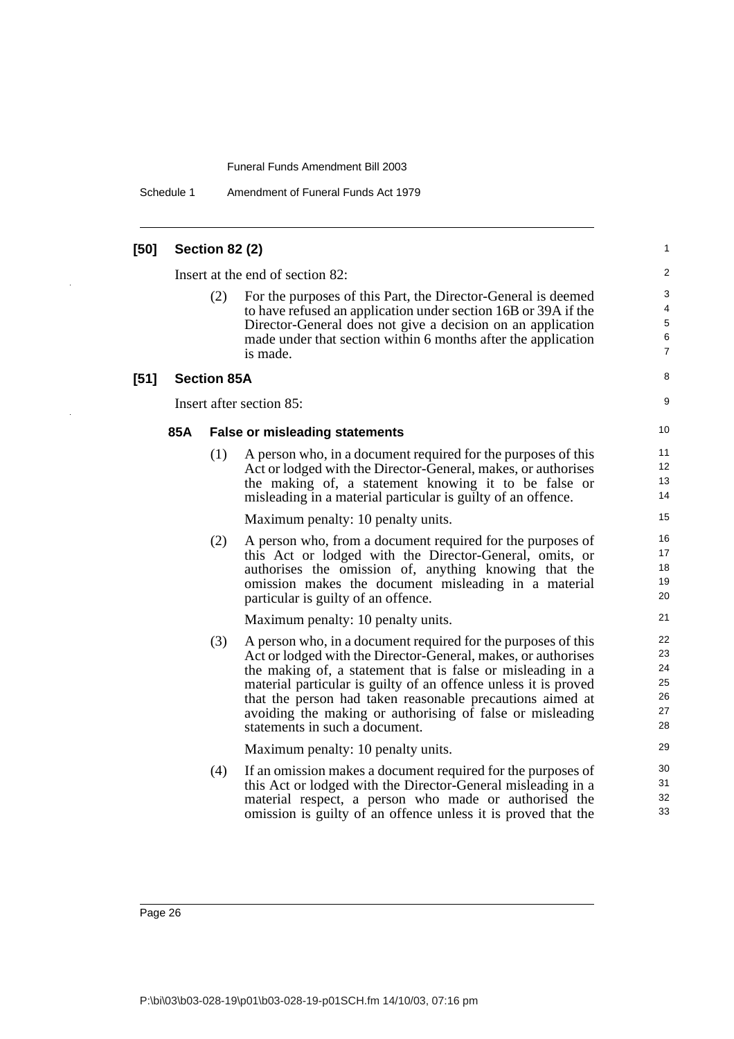## [50] Section 82 (2)

Insert at the end of section 82:

(2) For the purposes of this Part, the Director-General is deemed to have refused an application under section 16B or 39A if the Director-General does not give a decision on an application made under that section within 6 months after the application is made.

## [51] Section 85A

Insert after section 85:

### 85A False or misleading statements

(1) A person who, in a document required for the purposes of this Act or lodged with the Director-General, makes, or authorises the making of, a statement knowing it to be false or misleading in a material particular is guilty of an offence.

Maximum penalty: 10 penalty units.

(2) A person who, from a document required for the purposes of this Act or lodged with the Director-General, omits, or authorises the omission of, anything knowing that the omission makes the document misleading in a material particular is guilty of an offence.

Maximum penalty: 10 penalty units.

(3) A person who, in a document required for the purposes of this Act or lodged with the Director-General, makes, or authorises the making of, a statement that is false or misleading in a material particular is guilty of an offence unless it is proved that the person had taken reasonable precautions aimed at avoiding the making or authorising of false or misleading statements in such a document.

Maximum penalty: 10 penalty units.

(4) If an omission makes a document required for the purposes of this Act or lodged with the Director-General misleading in a material respect, a person who made or authorised the omission is guilty of an offence unless it is proved that the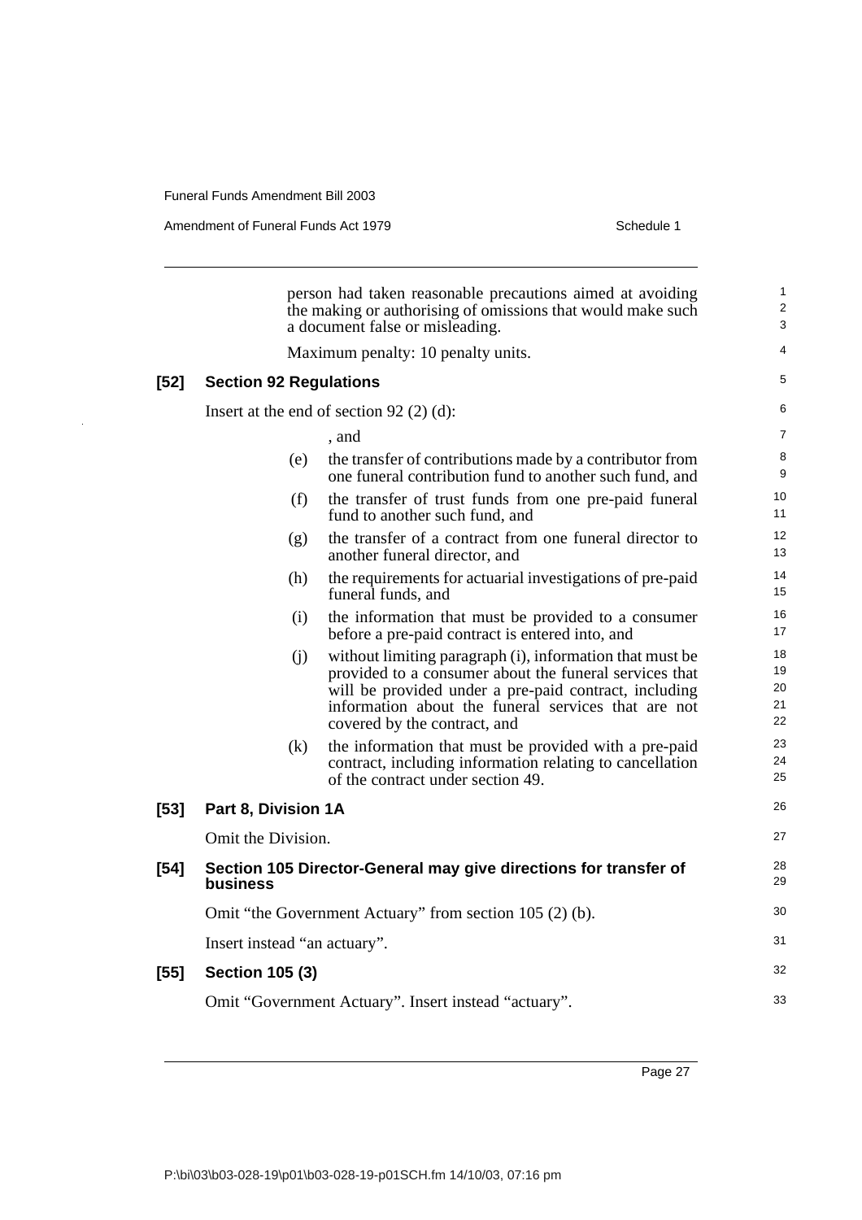person had taken reasonable precautions aimed at avoiding the making or authorising of omissions that would make such a document false or misleading.

Maximum penalty: 10 penalty units.

**[52] Section 92 Regulations**

Insert at the end of section 92 (2) (d):

, and

(e) the transfer of contributions made by a contributor from one funeral contribution fund to another such fund, and

(f) the transfer of trust funds from one pre-paid funeral fund to another such fund, and

(g) the transfer of a contract from one funeral director to another funeral director, and

(h) the requirements for actuarial investigations of pre-paid funeral funds, and

(i) the information that must be provided to a consumer before a pre-paid contract is entered into, and

(j) without limiting paragraph (i), information that must be provided to a consumer about the funeral services that will be provided under a pre-paid contract, including information about the funeral services that are not covered by the contract, and

(k) the information that must be provided with a pre-paid contract, including information relating to cancellation of the contract under section 49.

**[53] Part 8, Division 1A**

Omit the Division.

**[54] Section 105 Director-General may give directions for transfer of business**

Omit "the Government Actuary" from section 105 (2) (b).

Insert instead "an actuary".

**[55] Section 105 (3)**

Omit "Government Actuary". Insert instead "actuary".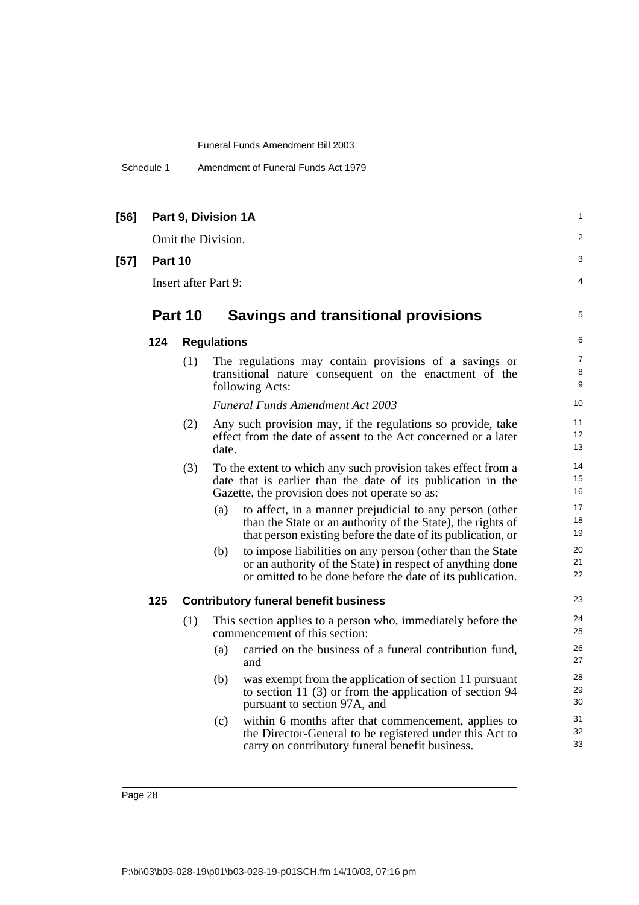**[56] Part 9, Division 1A**

Omit the Division.

**[57] Part 10**

Insert after Part 9:

## Part 10 Savings and transitional provisions

### 124 Regulations

(1) The regulations may contain provisions of a savings or transitional nature consequent on the enactment of the following Acts:

*Funeral Funds Amendment Act 2003*

(2) Any such provision may, if the regulations so provide, take effect from the date of assent to the Act concerned or a later date.

(3) To the extent to which any such provision takes effect from a date that is earlier than the date of its publication in the Gazette, the provision does not operate so as:

(a) to affect, in a manner prejudicial to any person (other than the State or an authority of the State), the rights of that person existing before the date of its publication, or

(b) to impose liabilities on any person (other than the State or an authority of the State) in respect of anything done or omitted to be done before the date of its publication.

### 125 Contributory funeral benefit business

(1) This section applies to a person who, immediately before the commencement of this section:

(a) carried on the business of a funeral contribution fund, and

(b) was exempt from the application of section 11 pursuant to section 11 (3) or from the application of section 94 pursuant to section 97A, and

(c) within 6 months after that commencement, applies to the Director-General to be registered under this Act to carry on contributory funeral benefit business.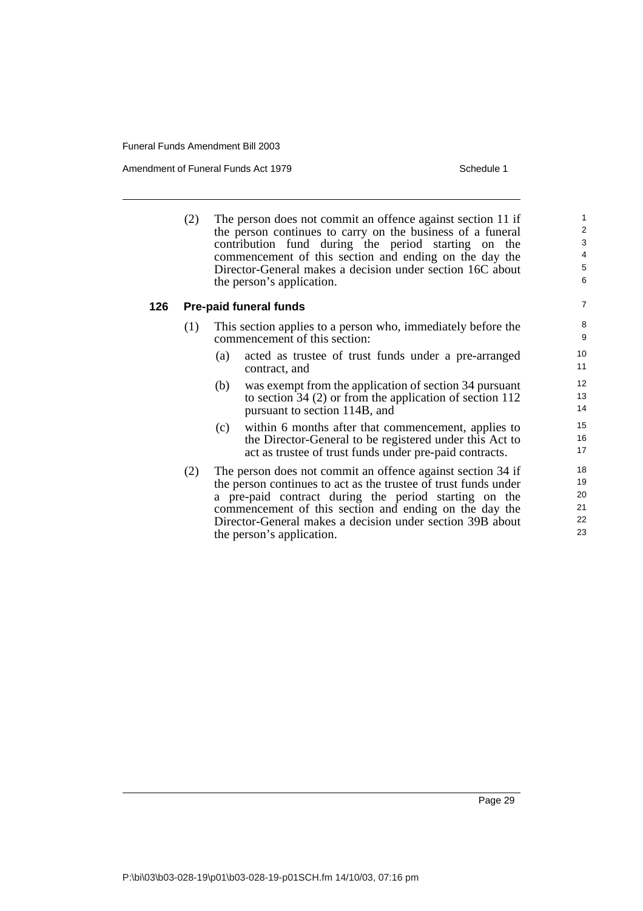(2) The person does not commit an offence against section 11 if the person continues to carry on the business of a funeral contribution fund during the period starting on the commencement of this section and ending on the day the Director-General makes a decision under section 16C about the person's application.

### 126 Pre-paid funeral funds

(1) This section applies to a person who, immediately before the commencement of this section:

- (a) acted as trustee of trust funds under a pre-arranged contract, and
- (b) was exempt from the application of section 34 pursuant to section 34 (2) or from the application of section 112 pursuant to section 114B, and
- (c) within 6 months after that commencement, applies to the Director-General to be registered under this Act to act as trustee of trust funds under pre-paid contracts.

(2) The person does not commit an offence against section 34 if the person continues to act as the trustee of trust funds under a pre-paid contract during the period starting on the commencement of this section and ending on the day the Director-General makes a decision under section 39B about the person's application.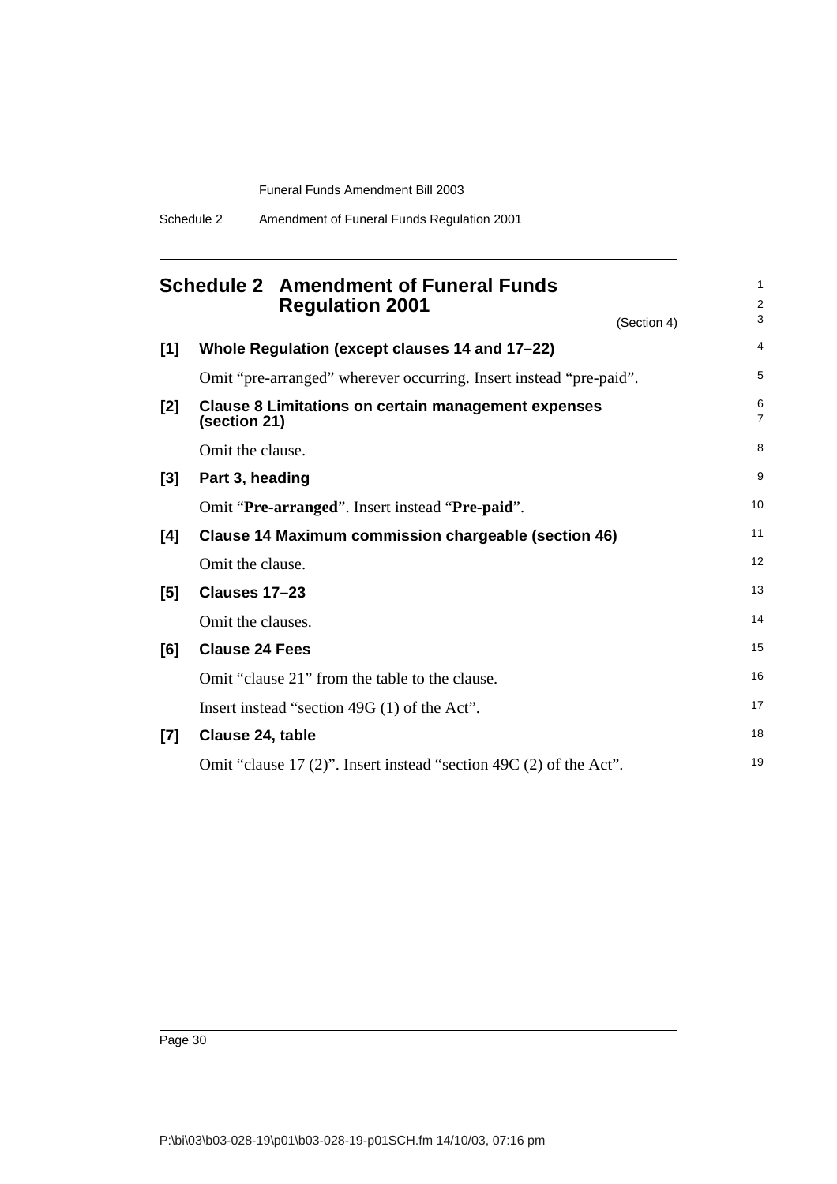## Schedule 2 Amendment of Funeral Funds Regulation 2001

(Section 4)

**[1] Whole Regulation (except clauses 14 and 17–22)**

Omit "pre-arranged" wherever occurring. Insert instead "pre-paid".

**[2] Clause 8 Limitations on certain management expenses (section 21)**

Omit the clause.

**[3] Part 3, heading**

Omit "**Pre-arranged**". Insert instead "**Pre-paid**".

**[4] Clause 14 Maximum commission chargeable (section 46)**

Omit the clause.

**[5] Clauses 17–23**

Omit the clauses.

**[6] Clause 24 Fees**

Omit "clause 21" from the table to the clause.

Insert instead "section 49G (1) of the Act".

**[7] Clause 24, table**

Omit "clause 17 (2)". Insert instead "section 49C (2) of the Act".